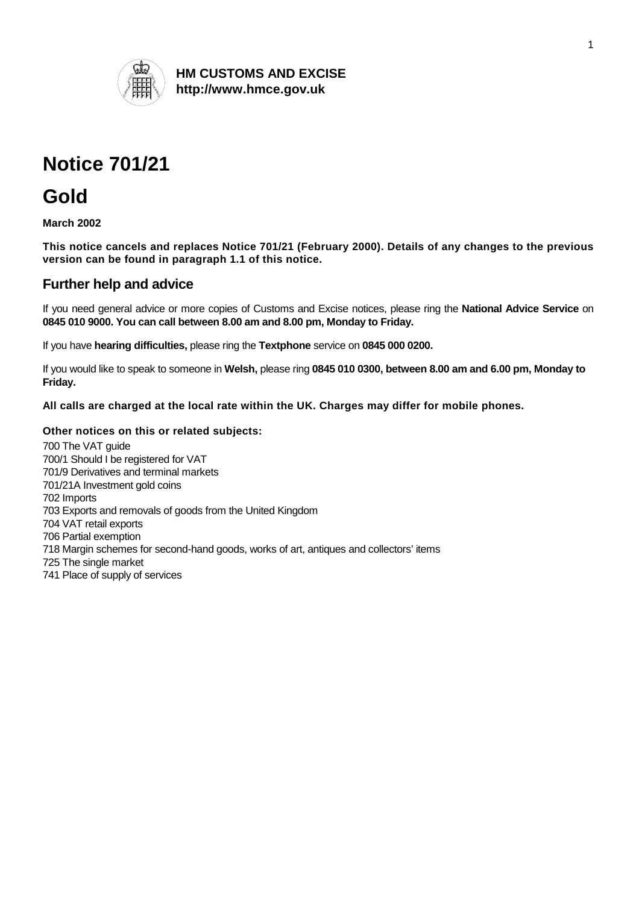**HM CUSTOMS AND EXCISE**
**http://www.hmce.gov.uk**

# Notice 701/21

# Gold

**March 2002**

**This notice cancels and replaces Notice 701/21 (February 2000). Details of any changes to the previous version can be found in paragraph 1.1 of this notice.**

## Further help and advice

If you need general advice or more copies of Customs and Excise notices, please ring the **National Advice Service** on **0845 010 9000. You can call between 8.00 am and 8.00 pm, Monday to Friday.**

If you have **hearing difficulties,** please ring the **Textphone** service on **0845 000 0200.**

If you would like to speak to someone in **Welsh,** please ring **0845 010 0300, between 8.00 am and 6.00 pm, Monday to Friday.**

**All calls are charged at the local rate within the UK. Charges may differ for mobile phones.**

**Other notices on this or related subjects:**

700 The VAT guide
700/1 Should I be registered for VAT
701/9 Derivatives and terminal markets
701/21A Investment gold coins
702 Imports
703 Exports and removals of goods from the United Kingdom
704 VAT retail exports
706 Partial exemption
718 Margin schemes for second-hand goods, works of art, antiques and collectors' items
725 The single market
741 Place of supply of services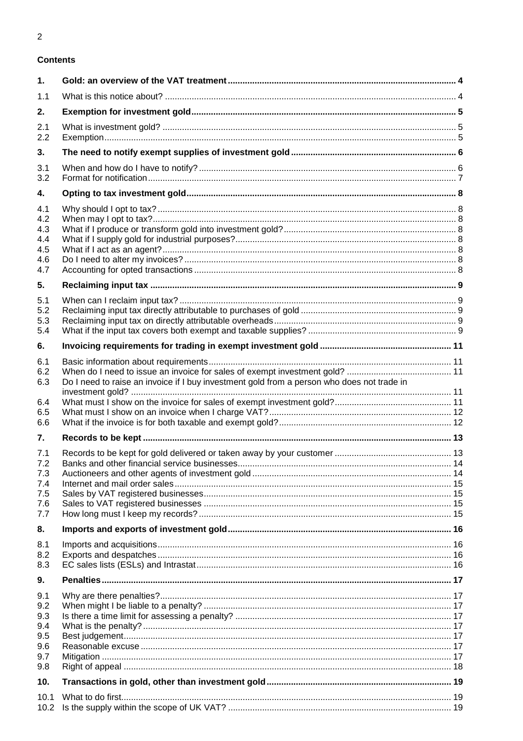## Contents

| | | |
|---|---|---|
| **1.** | **Gold: an overview of the VAT treatment** | **4** |
| 1.1 | What is this notice about? | 4 |
| **2.** | **Exemption for investment gold** | **5** |
| 2.1 | What is investment gold? | 5 |
| 2.2 | Exemption | 5 |
| **3.** | **The need to notify exempt supplies of investment gold** | **6** |
| 3.1 | When and how do I have to notify? | 6 |
| 3.2 | Format for notification | 7 |
| **4.** | **Opting to tax investment gold** | **8** |
| 4.1 | Why should I opt to tax? | 8 |
| 4.2 | When may I opt to tax? | 8 |
| 4.3 | What if I produce or transform gold into investment gold? | 8 |
| 4.4 | What if I supply gold for industrial purposes? | 8 |
| 4.5 | What if I act as an agent? | 8 |
| 4.6 | Do I need to alter my invoices? | 8 |
| 4.7 | Accounting for opted transactions | 8 |
| **5.** | **Reclaiming input tax** | **9** |
| 5.1 | When can I reclaim input tax? | 9 |
| 5.2 | Reclaiming input tax directly attributable to purchases of gold | 9 |
| 5.3 | Reclaiming input tax on directly attributable overheads | 9 |
| 5.4 | What if the input tax covers both exempt and taxable supplies? | 9 |
| **6.** | **Invoicing requirements for trading in exempt investment gold** | **11** |
| 6.1 | Basic information about requirements | 11 |
| 6.2 | When do I need to issue an invoice for sales of exempt investment gold? | 11 |
| 6.3 | Do I need to raise an invoice if I buy investment gold from a person who does not trade in investment gold? | 11 |
| 6.4 | What must I show on the invoice for sales of exempt investment gold? | 11 |
| 6.5 | What must I show on an invoice when I charge VAT? | 12 |
| 6.6 | What if the invoice is for both taxable and exempt gold? | 12 |
| **7.** | **Records to be kept** | **13** |
| 7.1 | Records to be kept for gold delivered or taken away by your customer | 13 |
| 7.2 | Banks and other financial service businesses | 14 |
| 7.3 | Auctioneers and other agents of investment gold | 14 |
| 7.4 | Internet and mail order sales | 15 |
| 7.5 | Sales by VAT registered businesses | 15 |
| 7.6 | Sales to VAT registered businesses | 15 |
| 7.7 | How long must I keep my records? | 15 |
| **8.** | **Imports and exports of investment gold** | **16** |
| 8.1 | Imports and acquisitions | 16 |
| 8.2 | Exports and despatches | 16 |
| 8.3 | EC sales lists (ESLs) and Intrastat | 16 |
| **9.** | **Penalties** | **17** |
| 9.1 | Why are there penalties? | 17 |
| 9.2 | When might I be liable to a penalty? | 17 |
| 9.3 | Is there a time limit for assessing a penalty? | 17 |
| 9.4 | What is the penalty? | 17 |
| 9.5 | Best judgement | 17 |
| 9.6 | Reasonable excuse | 17 |
| 9.7 | Mitigation | 17 |
| 9.8 | Right of appeal | 18 |
| **10.** | **Transactions in gold, other than investment gold** | **19** |
| 10.1 | What to do first | 19 |
| 10.2 | Is the supply within the scope of UK VAT? | 19 |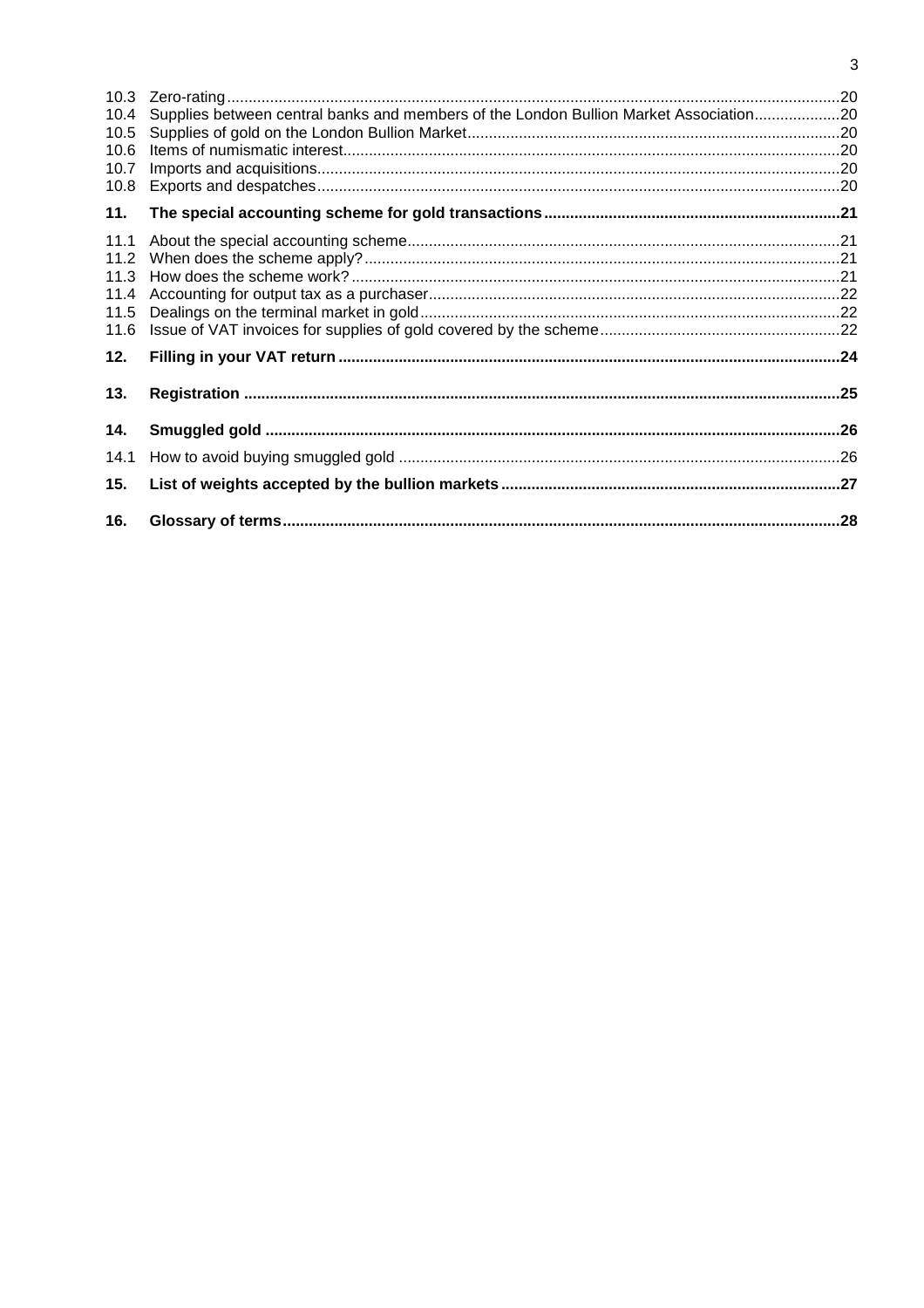10.3 Zero-rating ... 20
10.4 Supplies between central banks and members of the London Bullion Market Association ... 20
10.5 Supplies of gold on the London Bullion Market ... 20
10.6 Items of numismatic interest ... 20
10.7 Imports and acquisitions ... 20
10.8 Exports and despatches ... 20

**11. The special accounting scheme for gold transactions ... 21**

11.1 About the special accounting scheme ... 21
11.2 When does the scheme apply? ... 21
11.3 How does the scheme work? ... 21
11.4 Accounting for output tax as a purchaser ... 22
11.5 Dealings on the terminal market in gold ... 22
11.6 Issue of VAT invoices for supplies of gold covered by the scheme ... 22

**12. Filling in your VAT return ... 24**

**13. Registration ... 25**

**14. Smuggled gold ... 26**

14.1 How to avoid buying smuggled gold ... 26

**15. List of weights accepted by the bullion markets ... 27**

**16. Glossary of terms ... 28**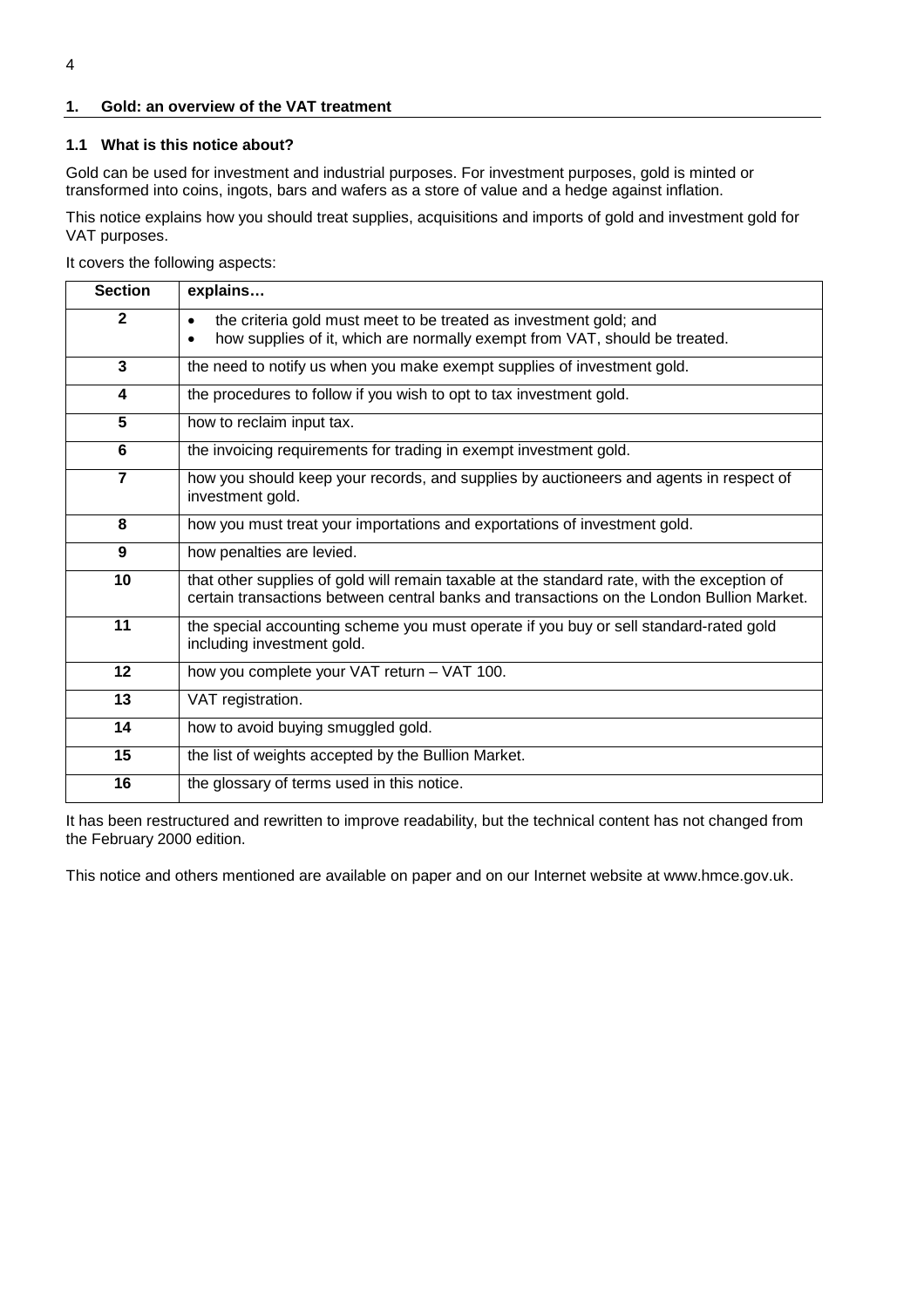## 1. Gold: an overview of the VAT treatment

### 1.1 What is this notice about?

Gold can be used for investment and industrial purposes. For investment purposes, gold is minted or transformed into coins, ingots, bars and wafers as a store of value and a hedge against inflation.

This notice explains how you should treat supplies, acquisitions and imports of gold and investment gold for VAT purposes.

It covers the following aspects:

| Section | explains… |
|---|---|
| 2 | • the criteria gold must meet to be treated as investment gold; and<br>• how supplies of it, which are normally exempt from VAT, should be treated. |
| 3 | the need to notify us when you make exempt supplies of investment gold. |
| 4 | the procedures to follow if you wish to opt to tax investment gold. |
| 5 | how to reclaim input tax. |
| 6 | the invoicing requirements for trading in exempt investment gold. |
| 7 | how you should keep your records, and supplies by auctioneers and agents in respect of investment gold. |
| 8 | how you must treat your importations and exportations of investment gold. |
| 9 | how penalties are levied. |
| 10 | that other supplies of gold will remain taxable at the standard rate, with the exception of certain transactions between central banks and transactions on the London Bullion Market. |
| 11 | the special accounting scheme you must operate if you buy or sell standard-rated gold including investment gold. |
| 12 | how you complete your VAT return – VAT 100. |
| 13 | VAT registration. |
| 14 | how to avoid buying smuggled gold. |
| 15 | the list of weights accepted by the Bullion Market. |
| 16 | the glossary of terms used in this notice. |

It has been restructured and rewritten to improve readability, but the technical content has not changed from the February 2000 edition.

This notice and others mentioned are available on paper and on our Internet website at www.hmce.gov.uk.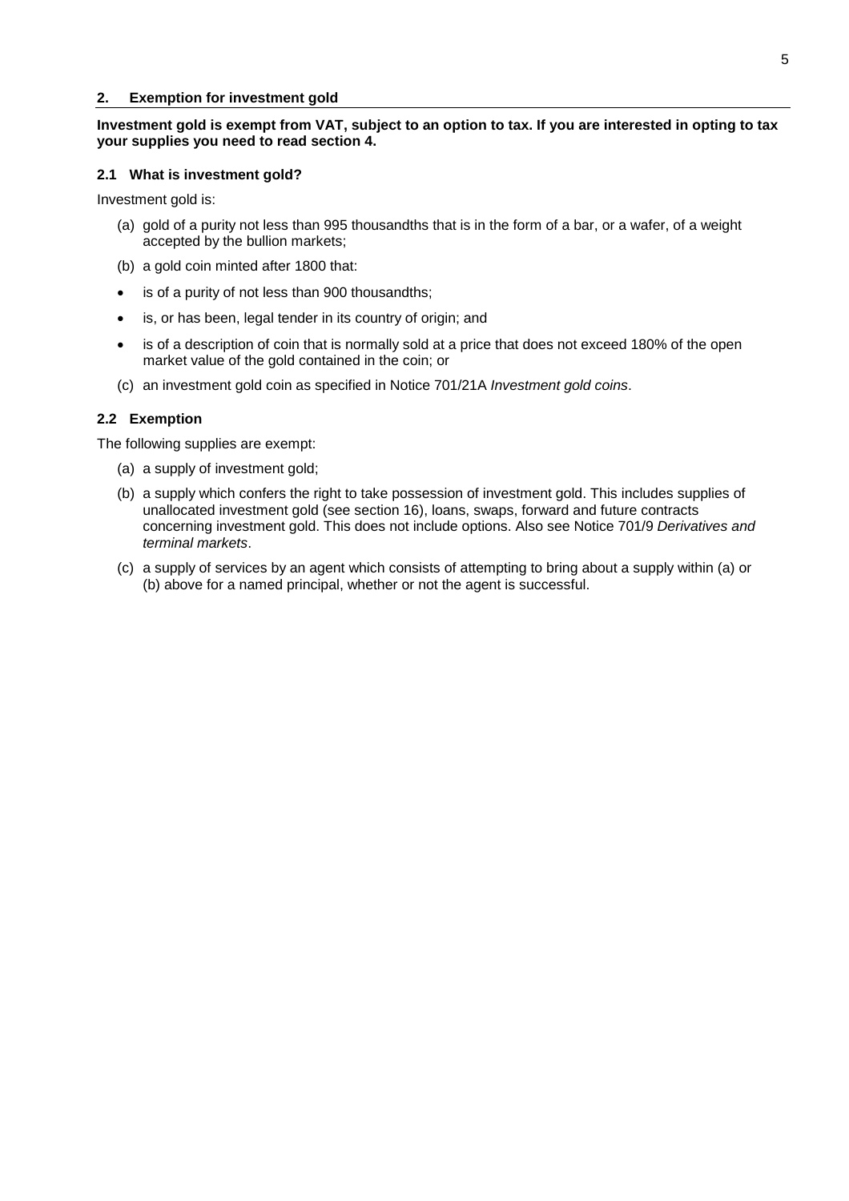## 2. Exemption for investment gold

**Investment gold is exempt from VAT, subject to an option to tax. If you are interested in opting to tax your supplies you need to read section 4.**

### 2.1 What is investment gold?

Investment gold is:

(a) gold of a purity not less than 995 thousandths that is in the form of a bar, or a wafer, of a weight accepted by the bullion markets;

(b) a gold coin minted after 1800 that:

- is of a purity of not less than 900 thousandths;
- is, or has been, legal tender in its country of origin; and
- is of a description of coin that is normally sold at a price that does not exceed 180% of the open market value of the gold contained in the coin; or

(c) an investment gold coin as specified in Notice 701/21A *Investment gold coins*.

### 2.2 Exemption

The following supplies are exempt:

(a) a supply of investment gold;

(b) a supply which confers the right to take possession of investment gold. This includes supplies of unallocated investment gold (see section 16), loans, swaps, forward and future contracts concerning investment gold. This does not include options. Also see Notice 701/9 *Derivatives and terminal markets*.

(c) a supply of services by an agent which consists of attempting to bring about a supply within (a) or (b) above for a named principal, whether or not the agent is successful.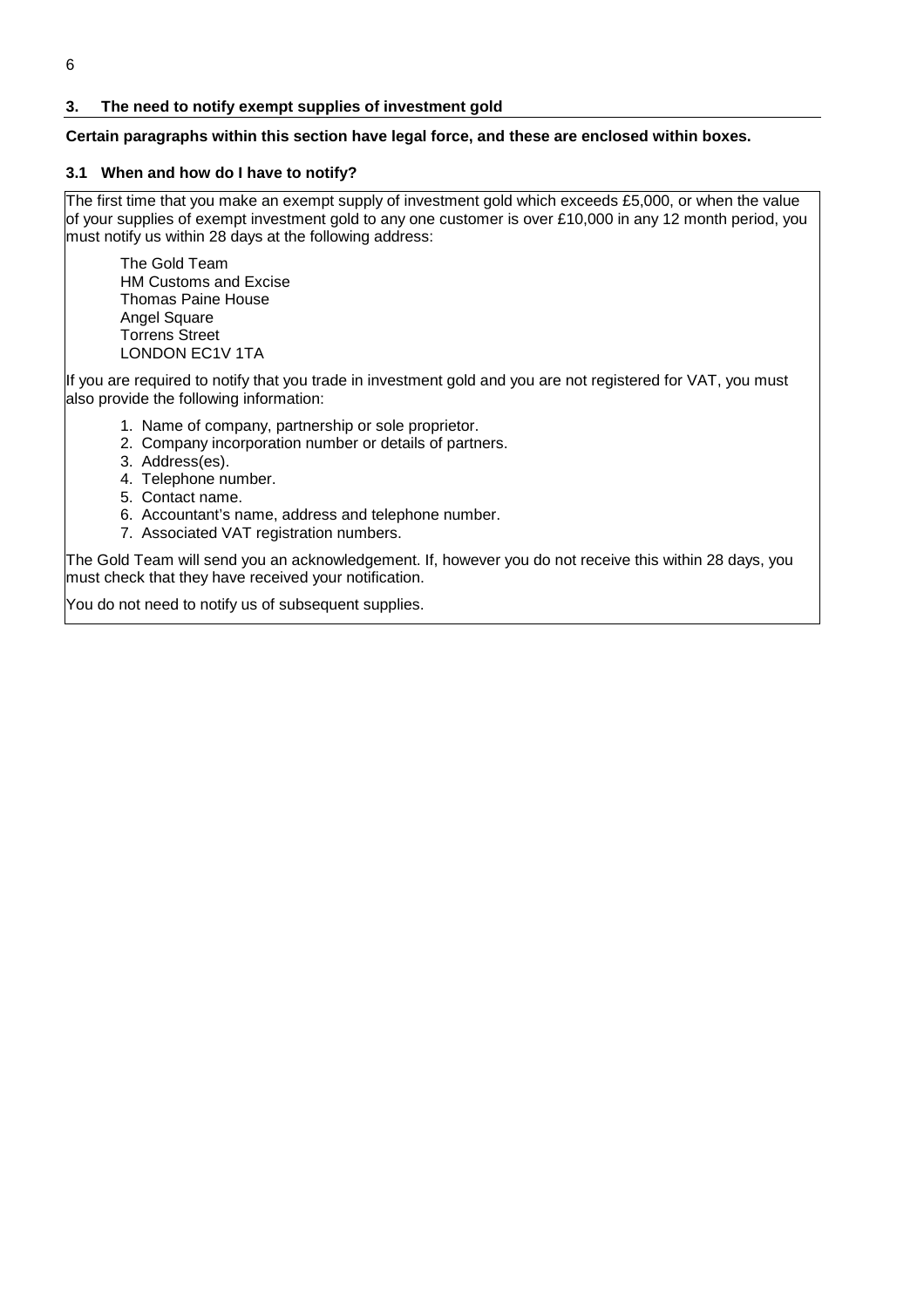## 3. The need to notify exempt supplies of investment gold

**Certain paragraphs within this section have legal force, and these are enclosed within boxes.**

### 3.1 When and how do I have to notify?

The first time that you make an exempt supply of investment gold which exceeds £5,000, or when the value of your supplies of exempt investment gold to any one customer is over £10,000 in any 12 month period, you must notify us within 28 days at the following address:

The Gold Team  
HM Customs and Excise  
Thomas Paine House  
Angel Square  
Torrens Street  
LONDON EC1V 1TA

If you are required to notify that you trade in investment gold and you are not registered for VAT, you must also provide the following information:

1. Name of company, partnership or sole proprietor.
2. Company incorporation number or details of partners.
3. Address(es).
4. Telephone number.
5. Contact name.
6. Accountant's name, address and telephone number.
7. Associated VAT registration numbers.

The Gold Team will send you an acknowledgement. If, however you do not receive this within 28 days, you must check that they have received your notification.

You do not need to notify us of subsequent supplies.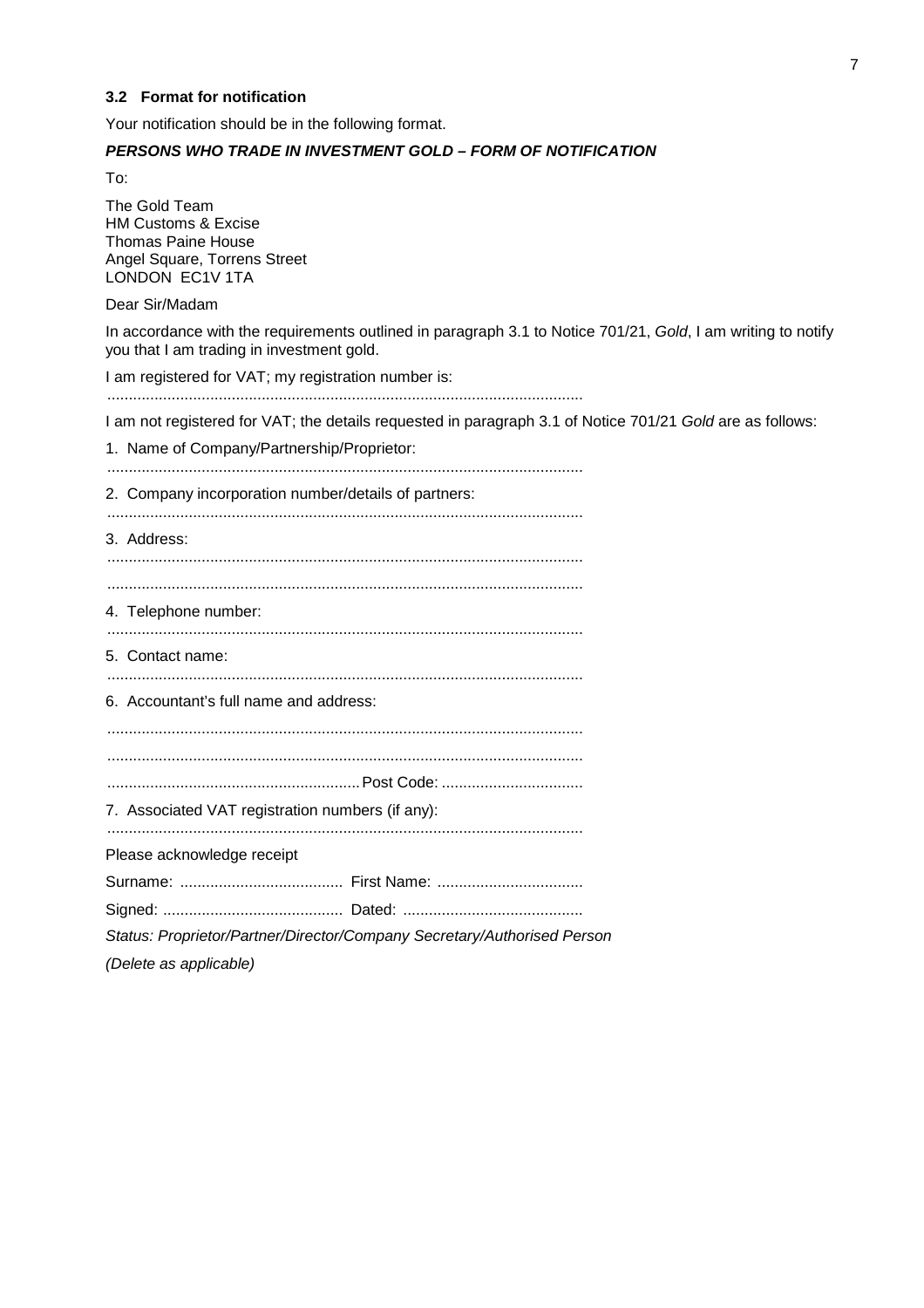### 3.2 Format for notification

Your notification should be in the following format.

***PERSONS WHO TRADE IN INVESTMENT GOLD – FORM OF NOTIFICATION***

To:

The Gold Team
HM Customs & Excise
Thomas Paine House
Angel Square, Torrens Street
LONDON EC1V 1TA

Dear Sir/Madam

In accordance with the requirements outlined in paragraph 3.1 to Notice 701/21, *Gold*, I am writing to notify you that I am trading in investment gold.

I am registered for VAT; my registration number is:

..............................................................................................................

I am not registered for VAT; the details requested in paragraph 3.1 of Notice 701/21 *Gold* are as follows:

1. Name of Company/Partnership/Proprietor:
..............................................................................................................

2. Company incorporation number/details of partners:
..............................................................................................................

3. Address:
..............................................................................................................
..............................................................................................................

4. Telephone number:
..............................................................................................................

5. Contact name:
..............................................................................................................

6. Accountant's full name and address:
..............................................................................................................
..............................................................................................................
.......................................................... Post Code: .................................

7. Associated VAT registration numbers (if any):
..............................................................................................................

Please acknowledge receipt

Surname: ...................................... First Name: ..................................

Signed: .......................................... Dated: ..........................................

*Status: Proprietor/Partner/Director/Company Secretary/Authorised Person*

*(Delete as applicable)*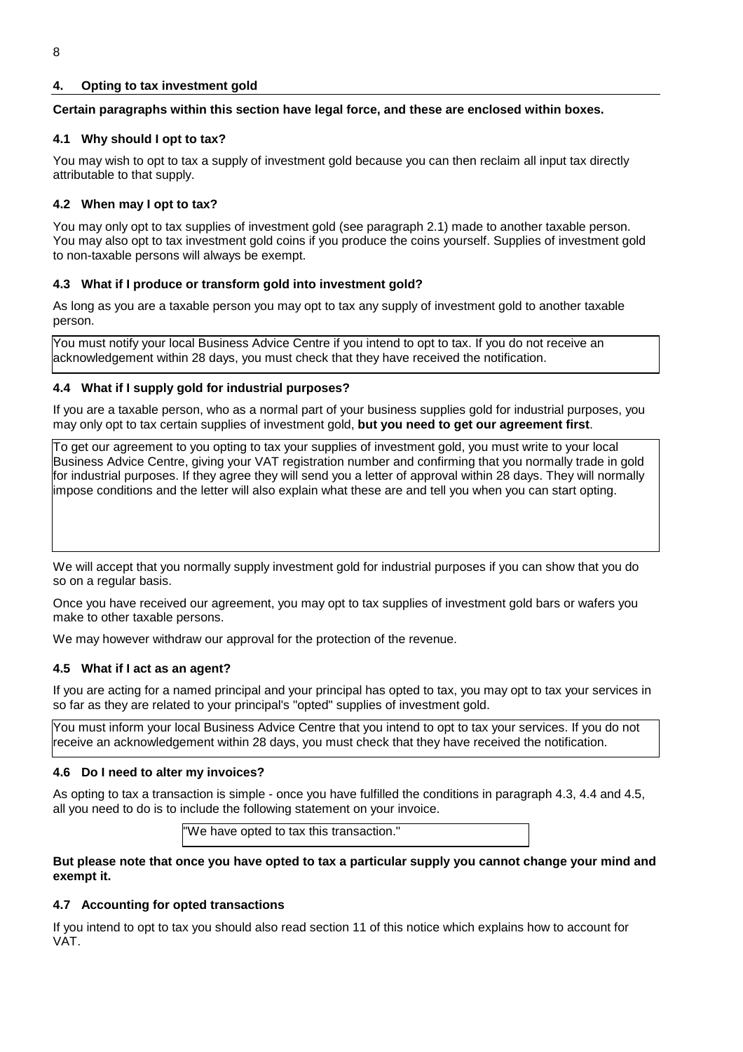## 4. Opting to tax investment gold

**Certain paragraphs within this section have legal force, and these are enclosed within boxes.**

### 4.1 Why should I opt to tax?

You may wish to opt to tax a supply of investment gold because you can then reclaim all input tax directly attributable to that supply.

### 4.2 When may I opt to tax?

You may only opt to tax supplies of investment gold (see paragraph 2.1) made to another taxable person. You may also opt to tax investment gold coins if you produce the coins yourself. Supplies of investment gold to non-taxable persons will always be exempt.

### 4.3 What if I produce or transform gold into investment gold?

As long as you are a taxable person you may opt to tax any supply of investment gold to another taxable person.

> You must notify your local Business Advice Centre if you intend to opt to tax. If you do not receive an acknowledgement within 28 days, you must check that they have received the notification.

### 4.4 What if I supply gold for industrial purposes?

If you are a taxable person, who as a normal part of your business supplies gold for industrial purposes, you may only opt to tax certain supplies of investment gold, **but you need to get our agreement first**.

> To get our agreement to you opting to tax your supplies of investment gold, you must write to your local Business Advice Centre, giving your VAT registration number and confirming that you normally trade in gold for industrial purposes. If they agree they will send you a letter of approval within 28 days. They will normally impose conditions and the letter will also explain what these are and tell you when you can start opting.

We will accept that you normally supply investment gold for industrial purposes if you can show that you do so on a regular basis.

Once you have received our agreement, you may opt to tax supplies of investment gold bars or wafers you make to other taxable persons.

We may however withdraw our approval for the protection of the revenue.

### 4.5 What if I act as an agent?

If you are acting for a named principal and your principal has opted to tax, you may opt to tax your services in so far as they are related to your principal's "opted" supplies of investment gold.

> You must inform your local Business Advice Centre that you intend to opt to tax your services. If you do not receive an acknowledgement within 28 days, you must check that they have received the notification.

### 4.6 Do I need to alter my invoices?

As opting to tax a transaction is simple - once you have fulfilled the conditions in paragraph 4.3, 4.4 and 4.5, all you need to do is to include the following statement on your invoice.

> "We have opted to tax this transaction."

**But please note that once you have opted to tax a particular supply you cannot change your mind and exempt it.**

### 4.7 Accounting for opted transactions

If you intend to opt to tax you should also read section 11 of this notice which explains how to account for VAT.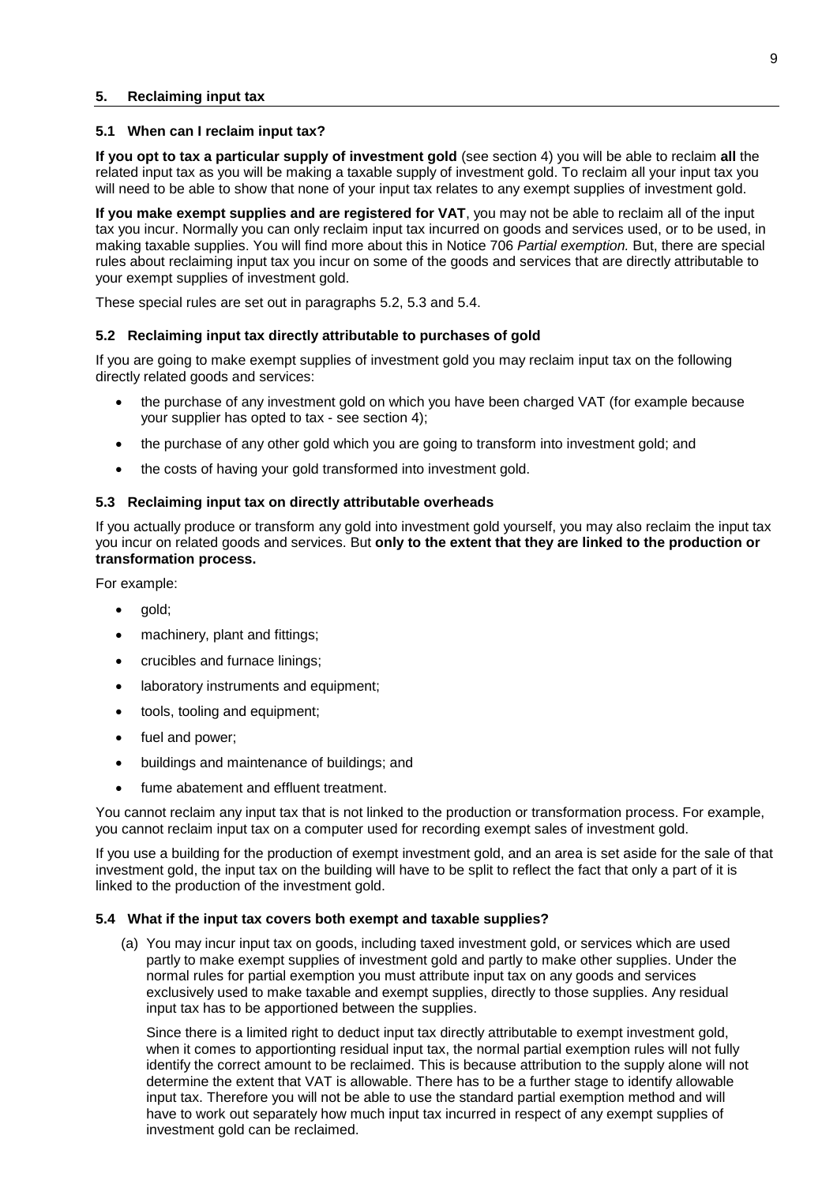## 5. Reclaiming input tax

### 5.1 When can I reclaim input tax?

**If you opt to tax a particular supply of investment gold** (see section 4) you will be able to reclaim **all** the related input tax as you will be making a taxable supply of investment gold. To reclaim all your input tax you will need to be able to show that none of your input tax relates to any exempt supplies of investment gold.

**If you make exempt supplies and are registered for VAT**, you may not be able to reclaim all of the input tax you incur. Normally you can only reclaim input tax incurred on goods and services used, or to be used, in making taxable supplies. You will find more about this in Notice 706 *Partial exemption.* But, there are special rules about reclaiming input tax you incur on some of the goods and services that are directly attributable to your exempt supplies of investment gold.

These special rules are set out in paragraphs 5.2, 5.3 and 5.4.

### 5.2 Reclaiming input tax directly attributable to purchases of gold

If you are going to make exempt supplies of investment gold you may reclaim input tax on the following directly related goods and services:

- the purchase of any investment gold on which you have been charged VAT (for example because your supplier has opted to tax - see section 4);
- the purchase of any other gold which you are going to transform into investment gold; and
- the costs of having your gold transformed into investment gold.

### 5.3 Reclaiming input tax on directly attributable overheads

If you actually produce or transform any gold into investment gold yourself, you may also reclaim the input tax you incur on related goods and services. But **only to the extent that they are linked to the production or transformation process.**

For example:

- gold;
- machinery, plant and fittings;
- crucibles and furnace linings;
- laboratory instruments and equipment;
- tools, tooling and equipment;
- fuel and power;
- buildings and maintenance of buildings; and
- fume abatement and effluent treatment.

You cannot reclaim any input tax that is not linked to the production or transformation process. For example, you cannot reclaim input tax on a computer used for recording exempt sales of investment gold.

If you use a building for the production of exempt investment gold, and an area is set aside for the sale of that investment gold, the input tax on the building will have to be split to reflect the fact that only a part of it is linked to the production of the investment gold.

### 5.4 What if the input tax covers both exempt and taxable supplies?

(a) You may incur input tax on goods, including taxed investment gold, or services which are used partly to make exempt supplies of investment gold and partly to make other supplies. Under the normal rules for partial exemption you must attribute input tax on any goods and services exclusively used to make taxable and exempt supplies, directly to those supplies. Any residual input tax has to be apportioned between the supplies.

Since there is a limited right to deduct input tax directly attributable to exempt investment gold, when it comes to apportioning residual input tax, the normal partial exemption rules will not fully identify the correct amount to be reclaimed. This is because attribution to the supply alone will not determine the extent that VAT is allowable. There has to be a further stage to identify allowable input tax. Therefore you will not be able to use the standard partial exemption method and will have to work out separately how much input tax incurred in respect of any exempt supplies of investment gold can be reclaimed.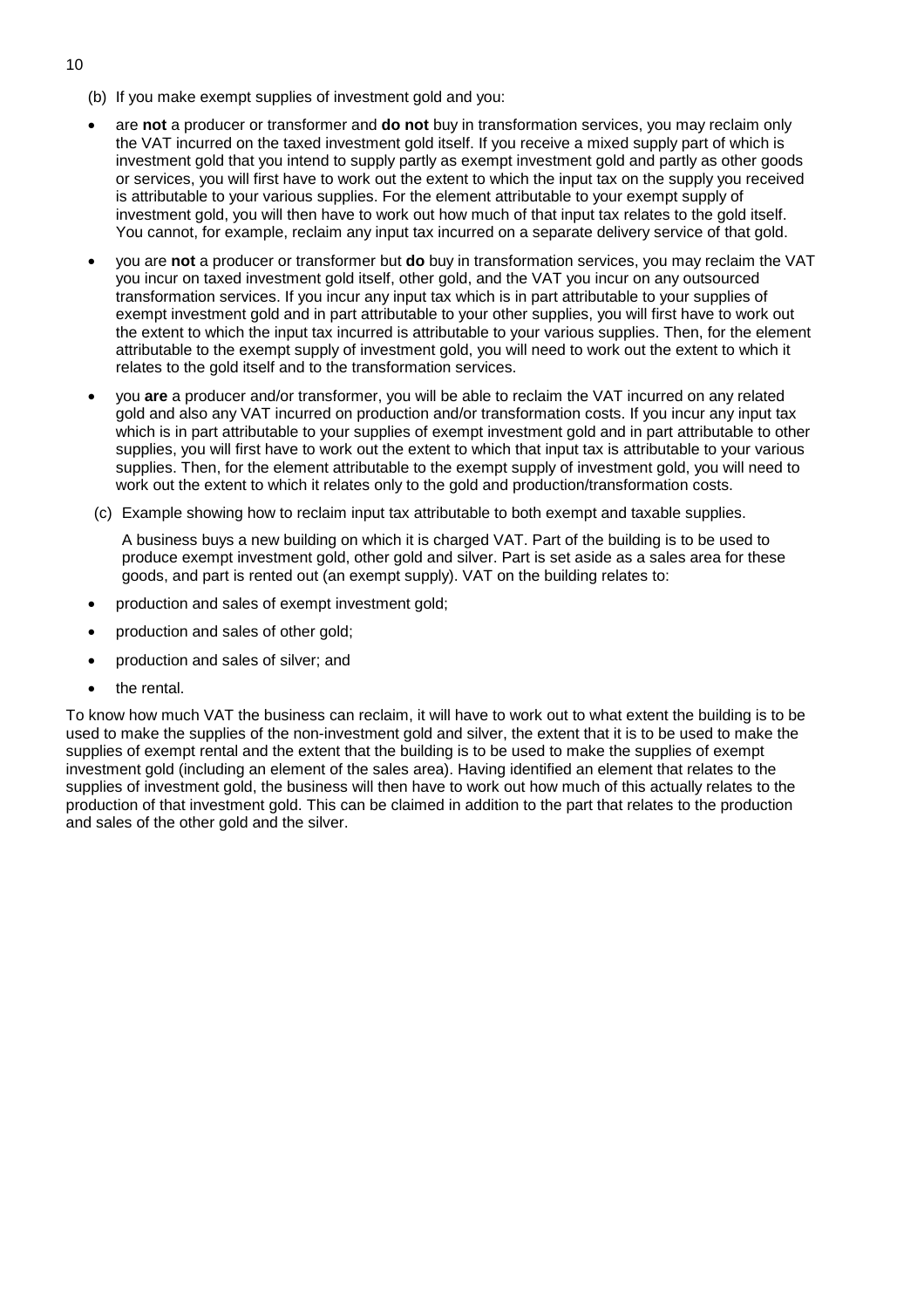(b) If you make exempt supplies of investment gold and you:

- are **not** a producer or transformer and **do not** buy in transformation services, you may reclaim only the VAT incurred on the taxed investment gold itself. If you receive a mixed supply part of which is investment gold that you intend to supply partly as exempt investment gold and partly as other goods or services, you will first have to work out the extent to which the input tax on the supply you received is attributable to your various supplies. For the element attributable to your exempt supply of investment gold, you will then have to work out how much of that input tax relates to the gold itself. You cannot, for example, reclaim any input tax incurred on a separate delivery service of that gold.
- you are **not** a producer or transformer but **do** buy in transformation services, you may reclaim the VAT you incur on taxed investment gold itself, other gold, and the VAT you incur on any outsourced transformation services. If you incur any input tax which is in part attributable to your supplies of exempt investment gold and in part attributable to your other supplies, you will first have to work out the extent to which the input tax incurred is attributable to your various supplies. Then, for the element attributable to the exempt supply of investment gold, you will need to work out the extent to which it relates to the gold itself and to the transformation services.
- you **are** a producer and/or transformer, you will be able to reclaim the VAT incurred on any related gold and also any VAT incurred on production and/or transformation costs. If you incur any input tax which is in part attributable to your supplies of exempt investment gold and in part attributable to other supplies, you will first have to work out the extent to which that input tax is attributable to your various supplies. Then, for the element attributable to the exempt supply of investment gold, you will need to work out the extent to which it relates only to the gold and production/transformation costs.

(c) Example showing how to reclaim input tax attributable to both exempt and taxable supplies.

A business buys a new building on which it is charged VAT. Part of the building is to be used to produce exempt investment gold, other gold and silver. Part is set aside as a sales area for these goods, and part is rented out (an exempt supply). VAT on the building relates to:

- production and sales of exempt investment gold;
- production and sales of other gold;
- production and sales of silver; and
- the rental.

To know how much VAT the business can reclaim, it will have to work out to what extent the building is to be used to make the supplies of the non-investment gold and silver, the extent that it is to be used to make the supplies of exempt rental and the extent that the building is to be used to make the supplies of exempt investment gold (including an element of the sales area). Having identified an element that relates to the supplies of investment gold, the business will then have to work out how much of this actually relates to the production of that investment gold. This can be claimed in addition to the part that relates to the production and sales of the other gold and the silver.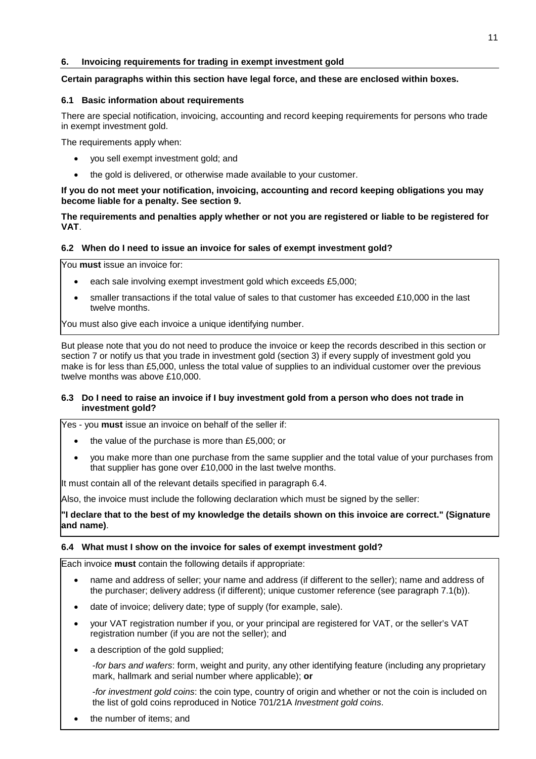## 6. Invoicing requirements for trading in exempt investment gold

**Certain paragraphs within this section have legal force, and these are enclosed within boxes.**

### 6.1 Basic information about requirements

There are special notification, invoicing, accounting and record keeping requirements for persons who trade in exempt investment gold.

The requirements apply when:

- you sell exempt investment gold; and
- the gold is delivered, or otherwise made available to your customer.

**If you do not meet your notification, invoicing, accounting and record keeping obligations you may become liable for a penalty. See section 9.**

**The requirements and penalties apply whether or not you are registered or liable to be registered for VAT**.

### 6.2 When do I need to issue an invoice for sales of exempt investment gold?

You **must** issue an invoice for:

- each sale involving exempt investment gold which exceeds £5,000;
- smaller transactions if the total value of sales to that customer has exceeded £10,000 in the last twelve months.

You must also give each invoice a unique identifying number.

But please note that you do not need to produce the invoice or keep the records described in this section or section 7 or notify us that you trade in investment gold (section 3) if every supply of investment gold you make is for less than £5,000, unless the total value of supplies to an individual customer over the previous twelve months was above £10,000.

### 6.3 Do I need to raise an invoice if I buy investment gold from a person who does not trade in investment gold?

Yes - you **must** issue an invoice on behalf of the seller if:

- the value of the purchase is more than £5,000; or
- you make more than one purchase from the same supplier and the total value of your purchases from that supplier has gone over £10,000 in the last twelve months.

It must contain all of the relevant details specified in paragraph 6.4.

Also, the invoice must include the following declaration which must be signed by the seller:

**"I declare that to the best of my knowledge the details shown on this invoice are correct." (Signature and name)**.

### 6.4 What must I show on the invoice for sales of exempt investment gold?

Each invoice **must** contain the following details if appropriate:

- name and address of seller; your name and address (if different to the seller); name and address of the purchaser; delivery address (if different); unique customer reference (see paragraph 7.1(b)).
- date of invoice; delivery date; type of supply (for example, sale).
- your VAT registration number if you, or your principal are registered for VAT, or the seller's VAT registration number (if you are not the seller); and
- a description of the gold supplied;

  -*for bars and wafers*: form, weight and purity, any other identifying feature (including any proprietary mark, hallmark and serial number where applicable); **or**

  -*for investment gold coins*: the coin type, country of origin and whether or not the coin is included on the list of gold coins reproduced in Notice 701/21A *Investment gold coins*.
- the number of items; and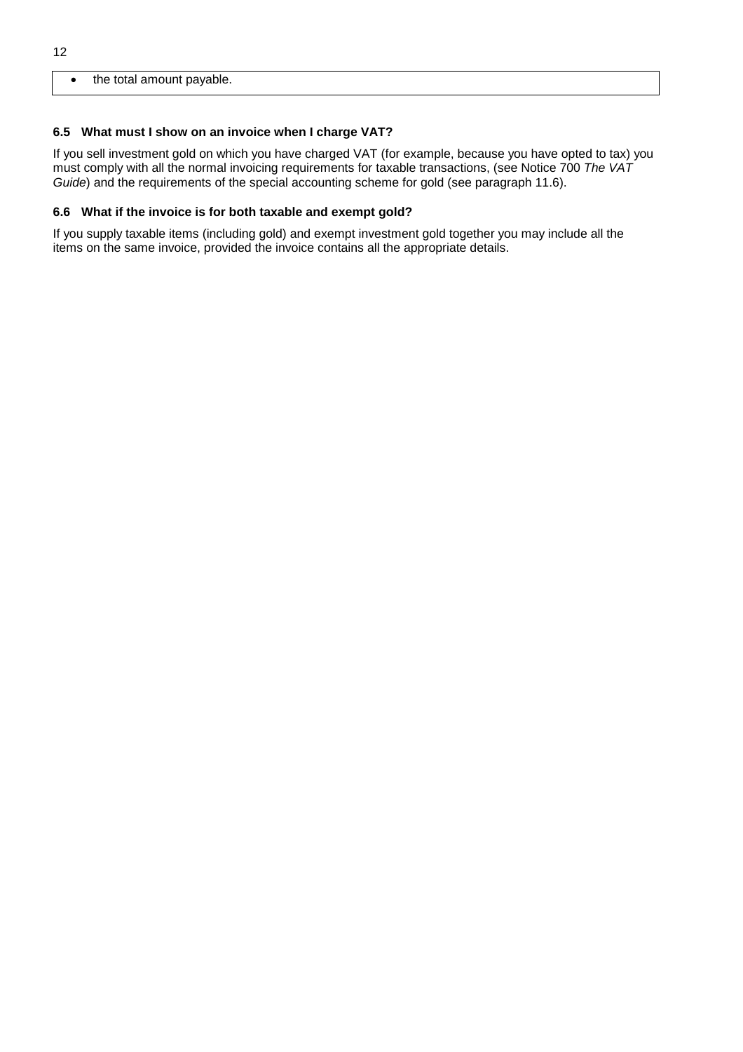- the total amount payable.

### 6.5 What must I show on an invoice when I charge VAT?

If you sell investment gold on which you have charged VAT (for example, because you have opted to tax) you must comply with all the normal invoicing requirements for taxable transactions, (see Notice 700 *The VAT Guide*) and the requirements of the special accounting scheme for gold (see paragraph 11.6).

### 6.6 What if the invoice is for both taxable and exempt gold?

If you supply taxable items (including gold) and exempt investment gold together you may include all the items on the same invoice, provided the invoice contains all the appropriate details.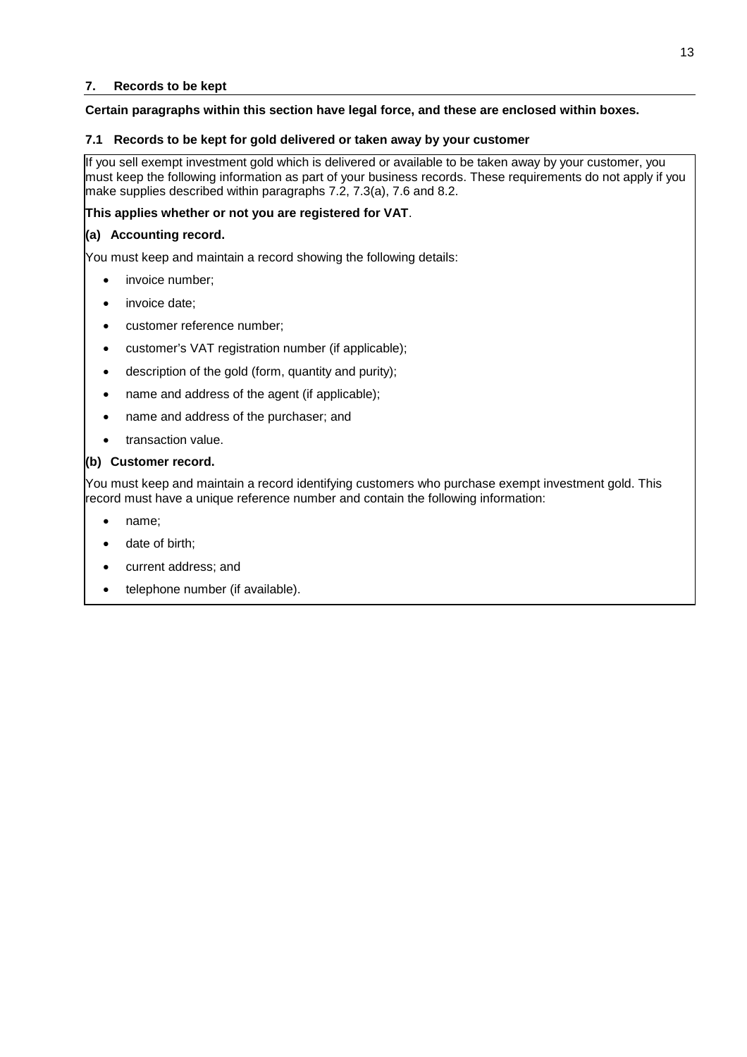## 7. Records to be kept

**Certain paragraphs within this section have legal force, and these are enclosed within boxes.**

### 7.1 Records to be kept for gold delivered or taken away by your customer

If you sell exempt investment gold which is delivered or available to be taken away by your customer, you must keep the following information as part of your business records. These requirements do not apply if you make supplies described within paragraphs 7.2, 7.3(a), 7.6 and 8.2.

**This applies whether or not you are registered for VAT**.

**(a) Accounting record.**

You must keep and maintain a record showing the following details:

- invoice number;
- invoice date;
- customer reference number;
- customer's VAT registration number (if applicable);
- description of the gold (form, quantity and purity);
- name and address of the agent (if applicable);
- name and address of the purchaser; and
- transaction value.

**(b) Customer record.**

You must keep and maintain a record identifying customers who purchase exempt investment gold. This record must have a unique reference number and contain the following information:

- name;
- date of birth;
- current address; and
- telephone number (if available).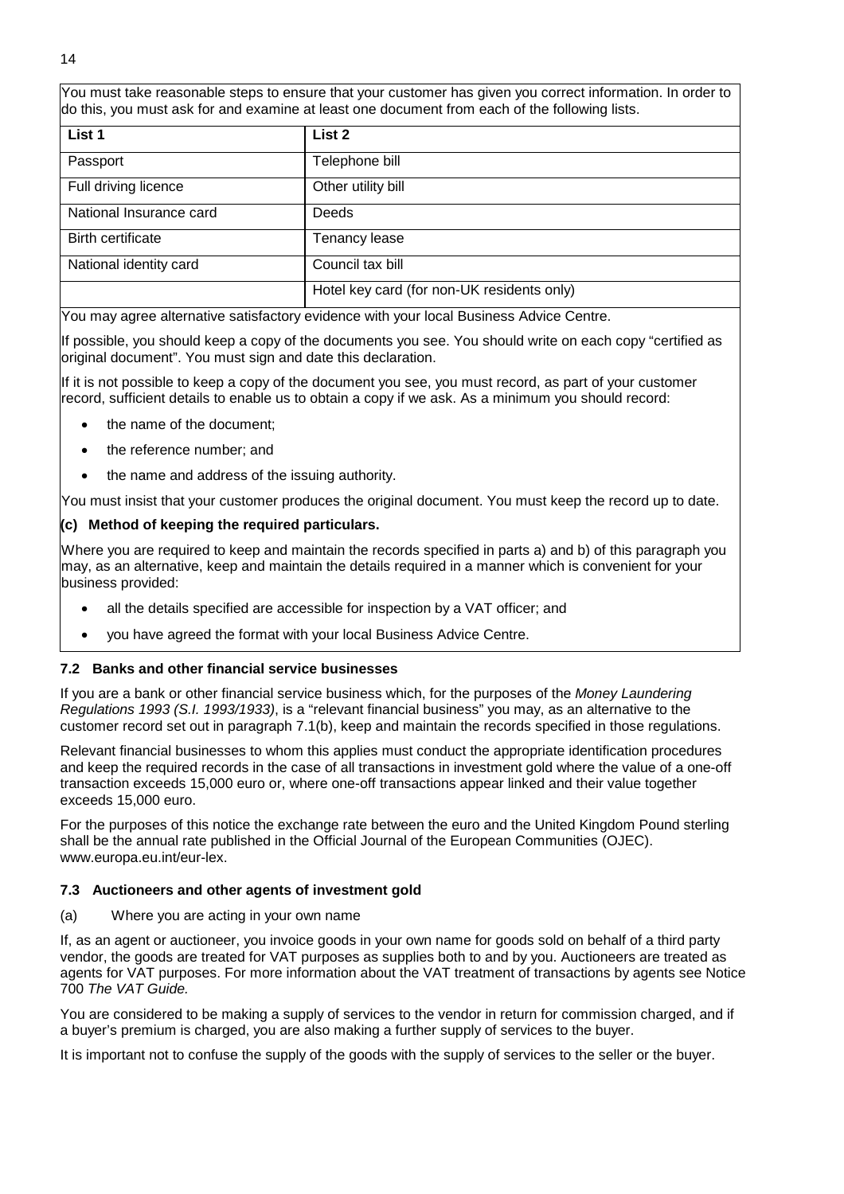You must take reasonable steps to ensure that your customer has given you correct information. In order to do this, you must ask for and examine at least one document from each of the following lists.

| List 1 | List 2 |
|---|---|
| Passport | Telephone bill |
| Full driving licence | Other utility bill |
| National Insurance card | Deeds |
| Birth certificate | Tenancy lease |
| National identity card | Council tax bill |
| | Hotel key card (for non-UK residents only) |

You may agree alternative satisfactory evidence with your local Business Advice Centre.

If possible, you should keep a copy of the documents you see. You should write on each copy "certified as original document". You must sign and date this declaration.

If it is not possible to keep a copy of the document you see, you must record, as part of your customer record, sufficient details to enable us to obtain a copy if we ask. As a minimum you should record:

- the name of the document;
- the reference number; and
- the name and address of the issuing authority.

You must insist that your customer produces the original document. You must keep the record up to date.

**(c) Method of keeping the required particulars.**

Where you are required to keep and maintain the records specified in parts a) and b) of this paragraph you may, as an alternative, keep and maintain the details required in a manner which is convenient for your business provided:

- all the details specified are accessible for inspection by a VAT officer; and
- you have agreed the format with your local Business Advice Centre.

### 7.2 Banks and other financial service businesses

If you are a bank or other financial service business which, for the purposes of the *Money Laundering Regulations 1993 (S.I. 1993/1933)*, is a "relevant financial business" you may, as an alternative to the customer record set out in paragraph 7.1(b), keep and maintain the records specified in those regulations.

Relevant financial businesses to whom this applies must conduct the appropriate identification procedures and keep the required records in the case of all transactions in investment gold where the value of a one-off transaction exceeds 15,000 euro or, where one-off transactions appear linked and their value together exceeds 15,000 euro.

For the purposes of this notice the exchange rate between the euro and the United Kingdom Pound sterling shall be the annual rate published in the Official Journal of the European Communities (OJEC). www.europa.eu.int/eur-lex.

### 7.3 Auctioneers and other agents of investment gold

(a) Where you are acting in your own name

If, as an agent or auctioneer, you invoice goods in your own name for goods sold on behalf of a third party vendor, the goods are treated for VAT purposes as supplies both to and by you. Auctioneers are treated as agents for VAT purposes. For more information about the VAT treatment of transactions by agents see Notice 700 *The VAT Guide.*

You are considered to be making a supply of services to the vendor in return for commission charged, and if a buyer's premium is charged, you are also making a further supply of services to the buyer.

It is important not to confuse the supply of the goods with the supply of services to the seller or the buyer.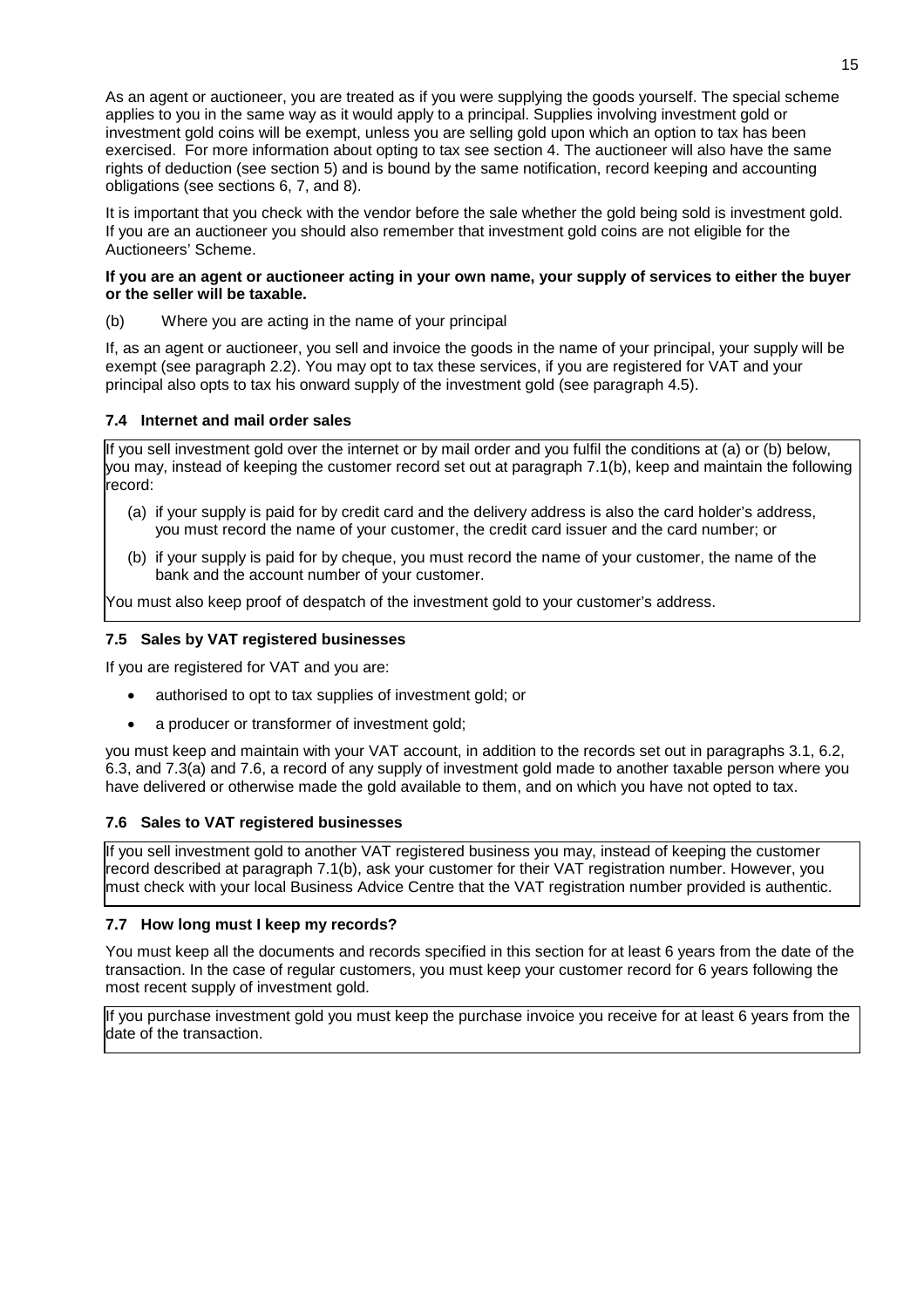As an agent or auctioneer, you are treated as if you were supplying the goods yourself. The special scheme applies to you in the same way as it would apply to a principal. Supplies involving investment gold or investment gold coins will be exempt, unless you are selling gold upon which an option to tax has been exercised. For more information about opting to tax see section 4. The auctioneer will also have the same rights of deduction (see section 5) and is bound by the same notification, record keeping and accounting obligations (see sections 6, 7, and 8).

It is important that you check with the vendor before the sale whether the gold being sold is investment gold. If you are an auctioneer you should also remember that investment gold coins are not eligible for the Auctioneers' Scheme.

**If you are an agent or auctioneer acting in your own name, your supply of services to either the buyer or the seller will be taxable.**

(b) Where you are acting in the name of your principal

If, as an agent or auctioneer, you sell and invoice the goods in the name of your principal, your supply will be exempt (see paragraph 2.2). You may opt to tax these services, if you are registered for VAT and your principal also opts to tax his onward supply of the investment gold (see paragraph 4.5).

### 7.4 Internet and mail order sales

If you sell investment gold over the internet or by mail order and you fulfil the conditions at (a) or (b) below, you may, instead of keeping the customer record set out at paragraph 7.1(b), keep and maintain the following record:

(a) if your supply is paid for by credit card and the delivery address is also the card holder's address, you must record the name of your customer, the credit card issuer and the card number; or

(b) if your supply is paid for by cheque, you must record the name of your customer, the name of the bank and the account number of your customer.

You must also keep proof of despatch of the investment gold to your customer's address.

### 7.5 Sales by VAT registered businesses

If you are registered for VAT and you are:

- authorised to opt to tax supplies of investment gold; or
- a producer or transformer of investment gold;

you must keep and maintain with your VAT account, in addition to the records set out in paragraphs 3.1, 6.2, 6.3, and 7.3(a) and 7.6, a record of any supply of investment gold made to another taxable person where you have delivered or otherwise made the gold available to them, and on which you have not opted to tax.

### 7.6 Sales to VAT registered businesses

If you sell investment gold to another VAT registered business you may, instead of keeping the customer record described at paragraph 7.1(b), ask your customer for their VAT registration number. However, you must check with your local Business Advice Centre that the VAT registration number provided is authentic.

### 7.7 How long must I keep my records?

You must keep all the documents and records specified in this section for at least 6 years from the date of the transaction. In the case of regular customers, you must keep your customer record for 6 years following the most recent supply of investment gold.

If you purchase investment gold you must keep the purchase invoice you receive for at least 6 years from the date of the transaction.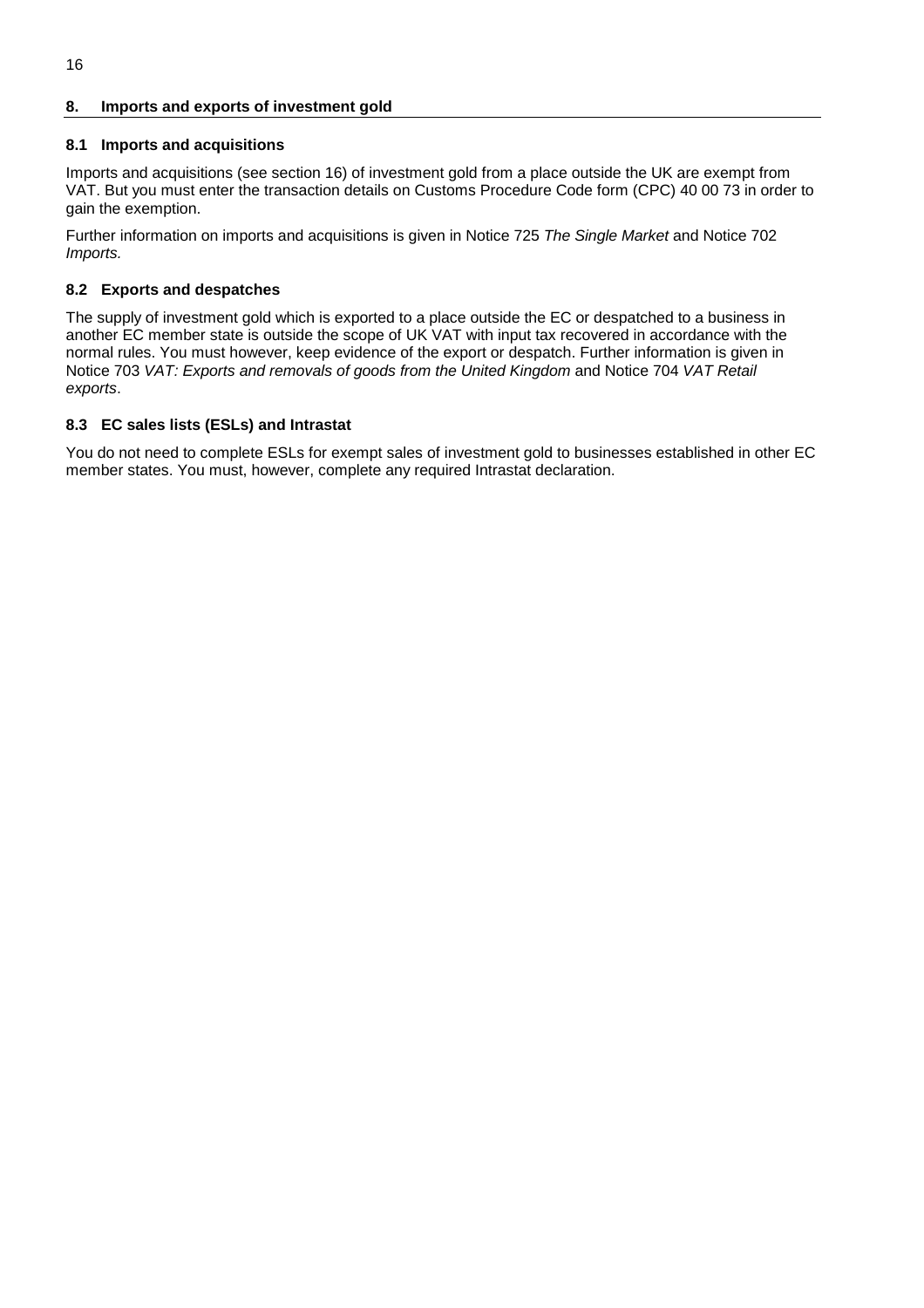## 8. Imports and exports of investment gold

### 8.1 Imports and acquisitions

Imports and acquisitions (see section 16) of investment gold from a place outside the UK are exempt from VAT. But you must enter the transaction details on Customs Procedure Code form (CPC) 40 00 73 in order to gain the exemption.

Further information on imports and acquisitions is given in Notice 725 *The Single Market* and Notice 702 *Imports.*

### 8.2 Exports and despatches

The supply of investment gold which is exported to a place outside the EC or despatched to a business in another EC member state is outside the scope of UK VAT with input tax recovered in accordance with the normal rules. You must however, keep evidence of the export or despatch. Further information is given in Notice 703 *VAT: Exports and removals of goods from the United Kingdom* and Notice 704 *VAT Retail exports*.

### 8.3 EC sales lists (ESLs) and Intrastat

You do not need to complete ESLs for exempt sales of investment gold to businesses established in other EC member states. You must, however, complete any required Intrastat declaration.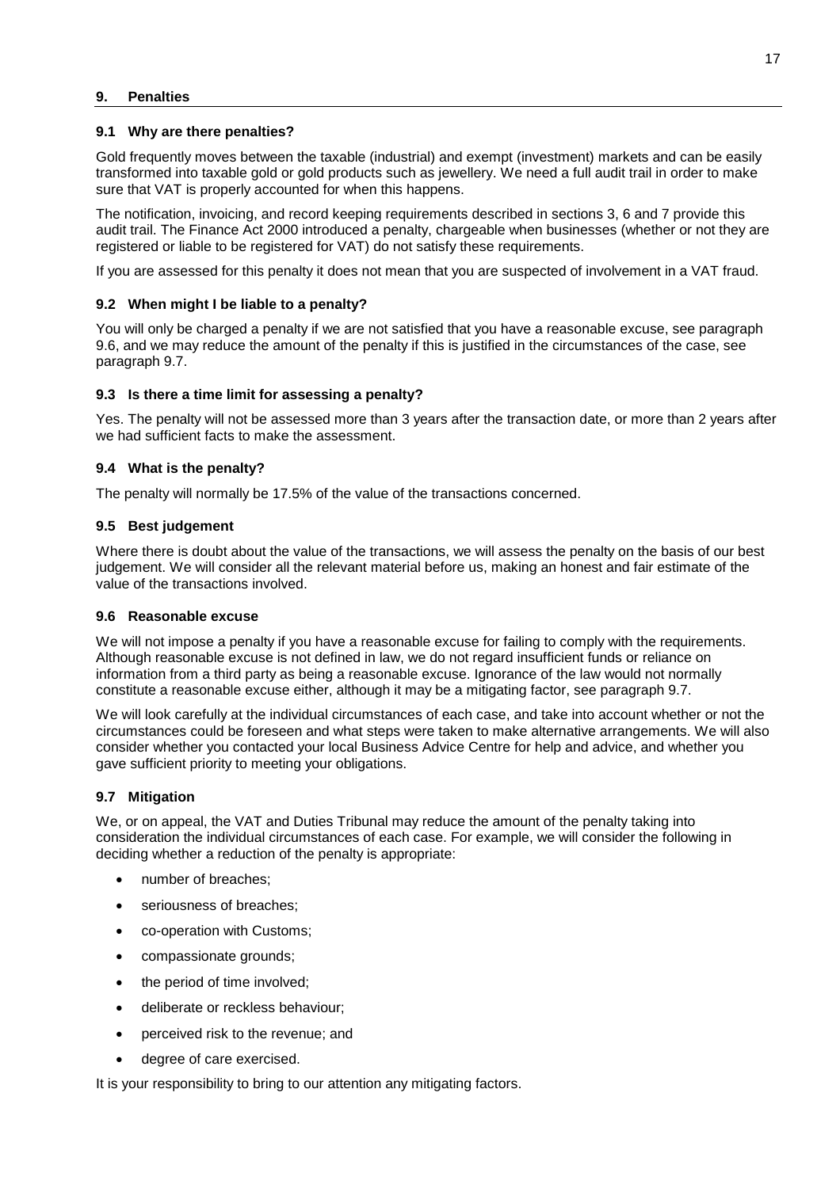## 9. Penalties

### 9.1 Why are there penalties?

Gold frequently moves between the taxable (industrial) and exempt (investment) markets and can be easily transformed into taxable gold or gold products such as jewellery. We need a full audit trail in order to make sure that VAT is properly accounted for when this happens.

The notification, invoicing, and record keeping requirements described in sections 3, 6 and 7 provide this audit trail. The Finance Act 2000 introduced a penalty, chargeable when businesses (whether or not they are registered or liable to be registered for VAT) do not satisfy these requirements.

If you are assessed for this penalty it does not mean that you are suspected of involvement in a VAT fraud.

### 9.2 When might I be liable to a penalty?

You will only be charged a penalty if we are not satisfied that you have a reasonable excuse, see paragraph 9.6, and we may reduce the amount of the penalty if this is justified in the circumstances of the case, see paragraph 9.7.

### 9.3 Is there a time limit for assessing a penalty?

Yes. The penalty will not be assessed more than 3 years after the transaction date, or more than 2 years after we had sufficient facts to make the assessment.

### 9.4 What is the penalty?

The penalty will normally be 17.5% of the value of the transactions concerned.

### 9.5 Best judgement

Where there is doubt about the value of the transactions, we will assess the penalty on the basis of our best judgement. We will consider all the relevant material before us, making an honest and fair estimate of the value of the transactions involved.

### 9.6 Reasonable excuse

We will not impose a penalty if you have a reasonable excuse for failing to comply with the requirements. Although reasonable excuse is not defined in law, we do not regard insufficient funds or reliance on information from a third party as being a reasonable excuse. Ignorance of the law would not normally constitute a reasonable excuse either, although it may be a mitigating factor, see paragraph 9.7.

We will look carefully at the individual circumstances of each case, and take into account whether or not the circumstances could be foreseen and what steps were taken to make alternative arrangements. We will also consider whether you contacted your local Business Advice Centre for help and advice, and whether you gave sufficient priority to meeting your obligations.

### 9.7 Mitigation

We, or on appeal, the VAT and Duties Tribunal may reduce the amount of the penalty taking into consideration the individual circumstances of each case. For example, we will consider the following in deciding whether a reduction of the penalty is appropriate:

- number of breaches;
- seriousness of breaches;
- co-operation with Customs;
- compassionate grounds;
- the period of time involved;
- deliberate or reckless behaviour;
- perceived risk to the revenue; and
- degree of care exercised.

It is your responsibility to bring to our attention any mitigating factors.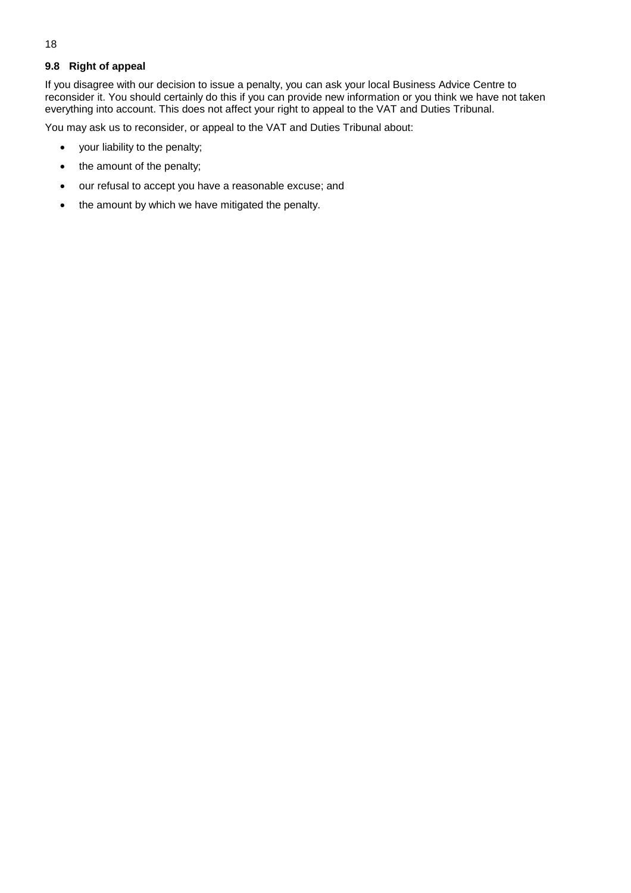### 9.8 Right of appeal

If you disagree with our decision to issue a penalty, you can ask your local Business Advice Centre to reconsider it. You should certainly do this if you can provide new information or you think we have not taken everything into account. This does not affect your right to appeal to the VAT and Duties Tribunal.

You may ask us to reconsider, or appeal to the VAT and Duties Tribunal about:

- your liability to the penalty;
- the amount of the penalty;
- our refusal to accept you have a reasonable excuse; and
- the amount by which we have mitigated the penalty.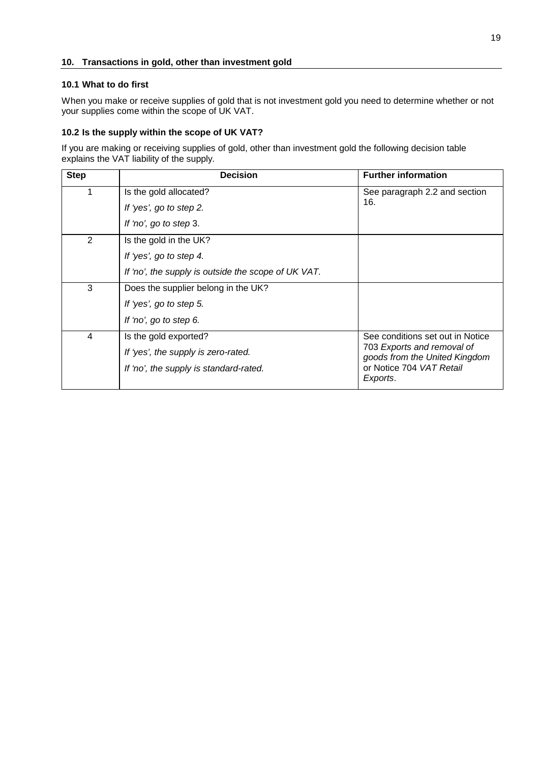## 10. Transactions in gold, other than investment gold

### 10.1 What to do first

When you make or receive supplies of gold that is not investment gold you need to determine whether or not your supplies come within the scope of UK VAT.

### 10.2 Is the supply within the scope of UK VAT?

If you are making or receiving supplies of gold, other than investment gold the following decision table explains the VAT liability of the supply.

| Step | Decision | Further information |
|---|---|---|
| 1 | Is the gold allocated?<br>*If 'yes', go to step 2.*<br>*If 'no', go to step* 3. | See paragraph 2.2 and section 16. |
| 2 | Is the gold in the UK?<br>*If 'yes', go to step 4.*<br>*If 'no', the supply is outside the scope of UK VAT.* | |
| 3 | Does the supplier belong in the UK?<br>*If 'yes', go to step 5.*<br>*If 'no', go to step 6.* | |
| 4 | Is the gold exported?<br>*If 'yes', the supply is zero-rated.*<br>*If 'no', the supply is standard-rated.* | See conditions set out in Notice 703 *Exports and removal of goods from the United Kingdom* or Notice 704 *VAT Retail Exports*. |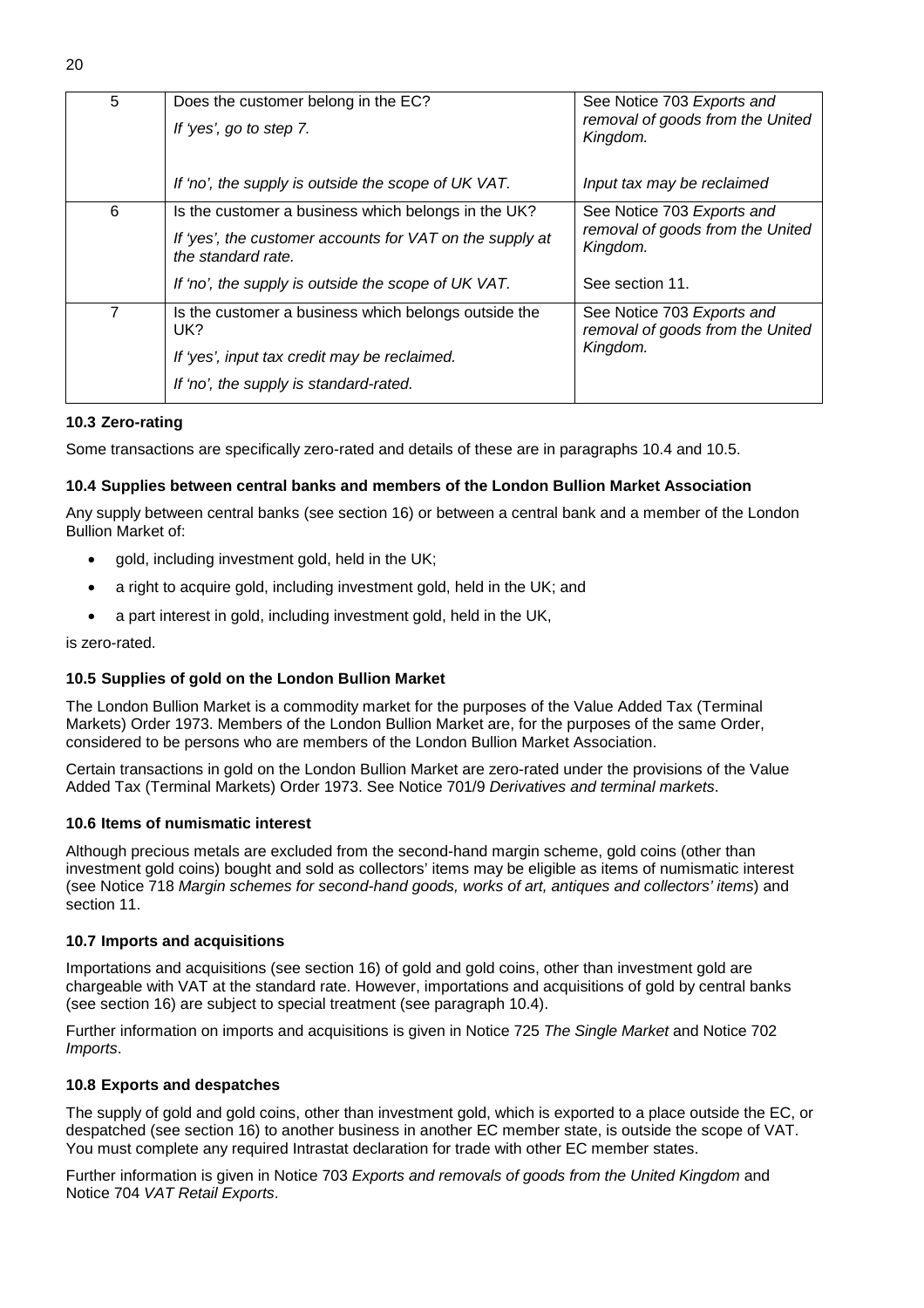| | | |
|---|---|---|
| 5 | Does the customer belong in the EC?<br>*If 'yes', go to step 7.*<br><br>*If 'no', the supply is outside the scope of UK VAT.* | See Notice 703 *Exports and removal of goods from the United Kingdom.*<br><br>*Input tax may be reclaimed* |
| 6 | Is the customer a business which belongs in the UK?<br>*If 'yes', the customer accounts for VAT on the supply at the standard rate.*<br>*If 'no', the supply is outside the scope of UK VAT.* | See Notice 703 *Exports and removal of goods from the United Kingdom.*<br>See section 11. |
| 7 | Is the customer a business which belongs outside the UK?<br>*If 'yes', input tax credit may be reclaimed.*<br>*If 'no', the supply is standard-rated.* | See Notice 703 *Exports and removal of goods from the United Kingdom.* |

### 10.3 Zero-rating

Some transactions are specifically zero-rated and details of these are in paragraphs 10.4 and 10.5.

### 10.4 Supplies between central banks and members of the London Bullion Market Association

Any supply between central banks (see section 16) or between a central bank and a member of the London Bullion Market of:

- gold, including investment gold, held in the UK;
- a right to acquire gold, including investment gold, held in the UK; and
- a part interest in gold, including investment gold, held in the UK,

is zero-rated.

### 10.5 Supplies of gold on the London Bullion Market

The London Bullion Market is a commodity market for the purposes of the Value Added Tax (Terminal Markets) Order 1973. Members of the London Bullion Market are, for the purposes of the same Order, considered to be persons who are members of the London Bullion Market Association.

Certain transactions in gold on the London Bullion Market are zero-rated under the provisions of the Value Added Tax (Terminal Markets) Order 1973. See Notice 701/9 *Derivatives and terminal markets*.

### 10.6 Items of numismatic interest

Although precious metals are excluded from the second-hand margin scheme, gold coins (other than investment gold coins) bought and sold as collectors' items may be eligible as items of numismatic interest (see Notice 718 *Margin schemes for second-hand goods, works of art, antiques and collectors' items*) and section 11.

### 10.7 Imports and acquisitions

Importations and acquisitions (see section 16) of gold and gold coins, other than investment gold are chargeable with VAT at the standard rate. However, importations and acquisitions of gold by central banks (see section 16) are subject to special treatment (see paragraph 10.4).

Further information on imports and acquisitions is given in Notice 725 *The Single Market* and Notice 702 *Imports*.

### 10.8 Exports and despatches

The supply of gold and gold coins, other than investment gold, which is exported to a place outside the EC, or despatched (see section 16) to another business in another EC member state, is outside the scope of VAT. You must complete any required Intrastat declaration for trade with other EC member states.

Further information is given in Notice 703 *Exports and removals of goods from the United Kingdom* and Notice 704 *VAT Retail Exports*.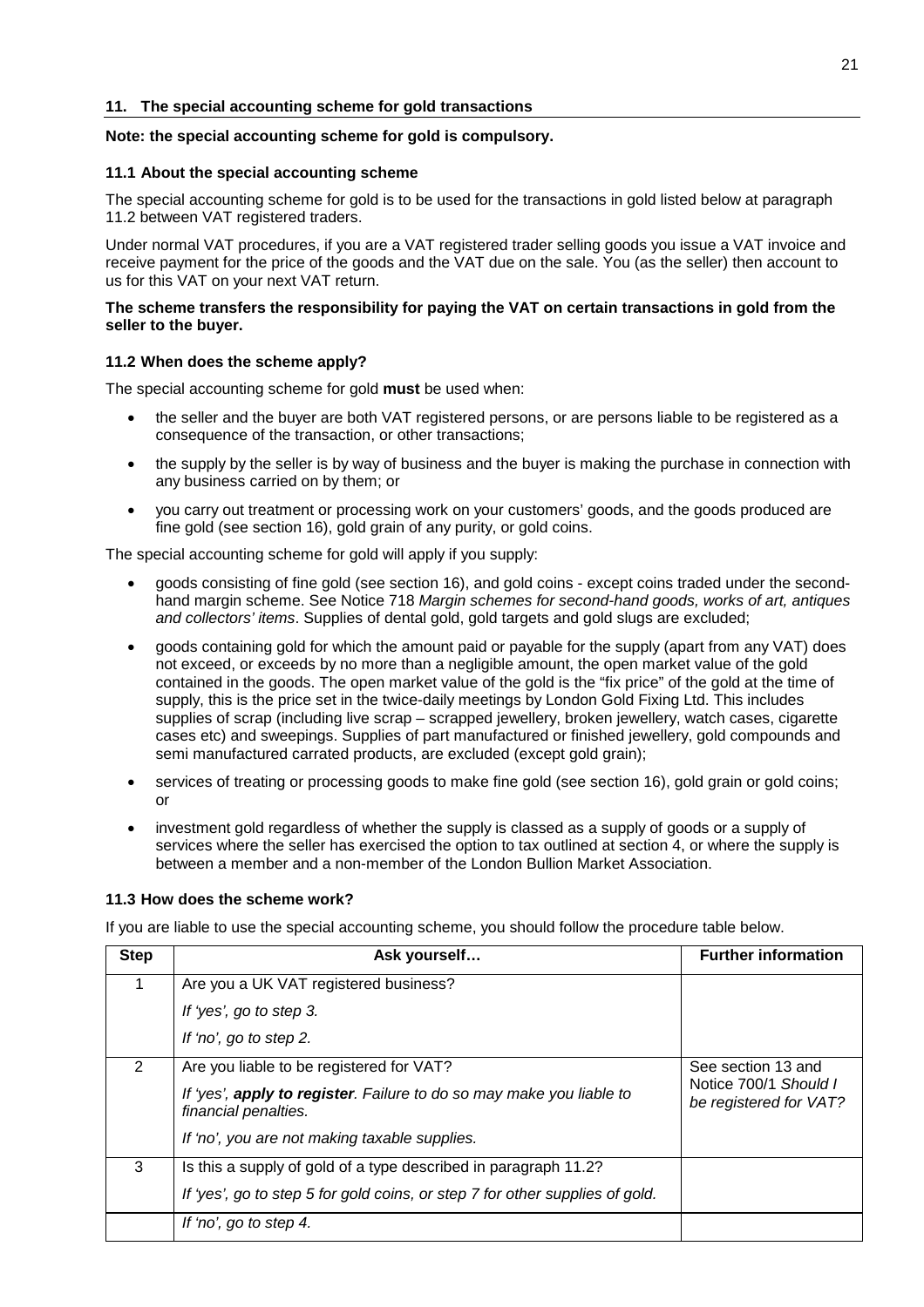## 11. The special accounting scheme for gold transactions

**Note: the special accounting scheme for gold is compulsory.**

### 11.1 About the special accounting scheme

The special accounting scheme for gold is to be used for the transactions in gold listed below at paragraph 11.2 between VAT registered traders.

Under normal VAT procedures, if you are a VAT registered trader selling goods you issue a VAT invoice and receive payment for the price of the goods and the VAT due on the sale. You (as the seller) then account to us for this VAT on your next VAT return.

**The scheme transfers the responsibility for paying the VAT on certain transactions in gold from the seller to the buyer.**

### 11.2 When does the scheme apply?

The special accounting scheme for gold **must** be used when:

- the seller and the buyer are both VAT registered persons, or are persons liable to be registered as a consequence of the transaction, or other transactions;
- the supply by the seller is by way of business and the buyer is making the purchase in connection with any business carried on by them; or
- you carry out treatment or processing work on your customers' goods, and the goods produced are fine gold (see section 16), gold grain of any purity, or gold coins.

The special accounting scheme for gold will apply if you supply:

- goods consisting of fine gold (see section 16), and gold coins - except coins traded under the second-hand margin scheme. See Notice 718 *Margin schemes for second-hand goods, works of art, antiques and collectors' items*. Supplies of dental gold, gold targets and gold slugs are excluded;
- goods containing gold for which the amount paid or payable for the supply (apart from any VAT) does not exceed, or exceeds by no more than a negligible amount, the open market value of the gold contained in the goods. The open market value of the gold is the "fix price" of the gold at the time of supply, this is the price set in the twice-daily meetings by London Gold Fixing Ltd. This includes supplies of scrap (including live scrap – scrapped jewellery, broken jewellery, watch cases, cigarette cases etc) and sweepings. Supplies of part manufactured or finished jewellery, gold compounds and semi manufactured carrated products, are excluded (except gold grain);
- services of treating or processing goods to make fine gold (see section 16), gold grain or gold coins; or
- investment gold regardless of whether the supply is classed as a supply of goods or a supply of services where the seller has exercised the option to tax outlined at section 4, or where the supply is between a member and a non-member of the London Bullion Market Association.

### 11.3 How does the scheme work?

If you are liable to use the special accounting scheme, you should follow the procedure table below.

| Step | Ask yourself… | Further information |
|---|---|---|
| 1 | Are you a UK VAT registered business?<br>*If 'yes', go to step 3.*<br>*If 'no', go to step 2.* | |
| 2 | Are you liable to be registered for VAT?<br>*If 'yes', **apply to register**. Failure to do so may make you liable to financial penalties.*<br>*If 'no', you are not making taxable supplies.* | See section 13 and Notice 700/1 *Should I be registered for VAT?* |
| 3 | Is this a supply of gold of a type described in paragraph 11.2?<br>*If 'yes', go to step 5 for gold coins, or step 7 for other supplies of gold.*<br>*If 'no', go to step 4.* | |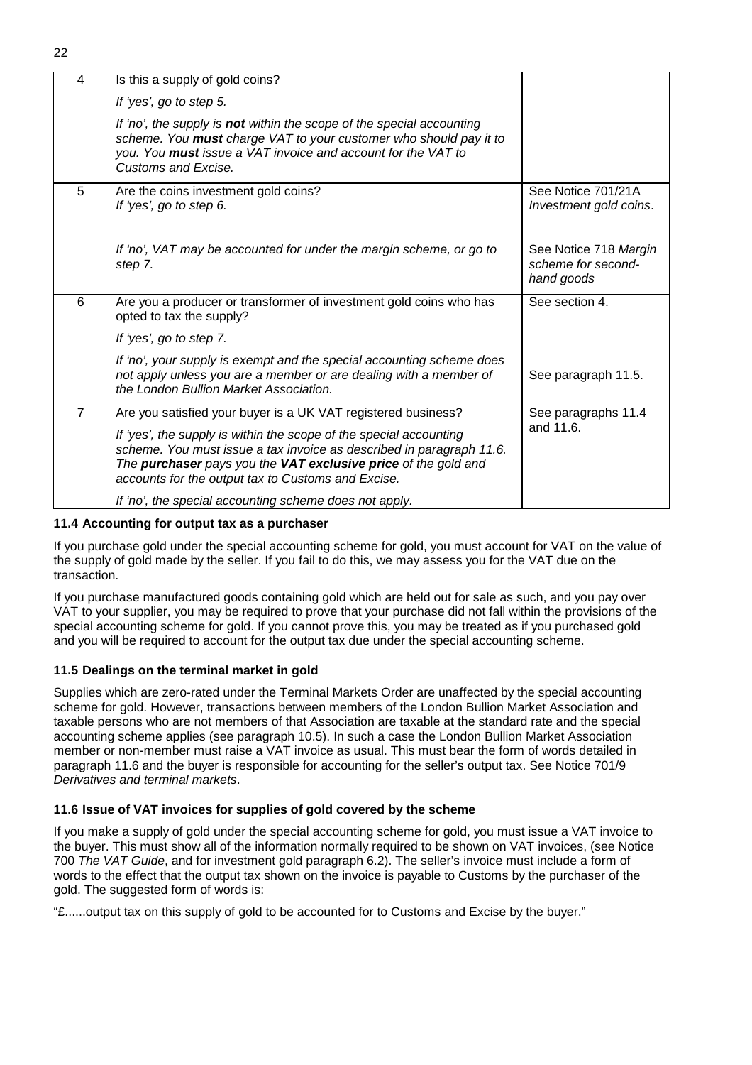| | | |
|---|---|---|
| 4 | Is this a supply of gold coins?<br><br>*If 'yes', go to step 5.*<br><br>*If 'no', the supply is **not** within the scope of the special accounting scheme. You **must** charge VAT to your customer who should pay it to you. You **must** issue a VAT invoice and account for the VAT to Customs and Excise.* | |
| 5 | Are the coins investment gold coins?<br>*If 'yes', go to step 6.*<br><br>*If 'no', VAT may be accounted for under the margin scheme, or go to step 7.* | See Notice 701/21A *Investment gold coins*.<br><br>See Notice 718 *Margin scheme for second-hand goods* |
| 6 | Are you a producer or transformer of investment gold coins who has opted to tax the supply?<br><br>*If 'yes', go to step 7.*<br><br>*If 'no', your supply is exempt and the special accounting scheme does not apply unless you are a member or are dealing with a member of the London Bullion Market Association.* | See section 4.<br><br>See paragraph 11.5. |
| 7 | Are you satisfied your buyer is a UK VAT registered business?<br><br>*If 'yes', the supply is within the scope of the special accounting scheme. You must issue a tax invoice as described in paragraph 11.6. The **purchaser** pays you the **VAT exclusive price** of the gold and accounts for the output tax to Customs and Excise.*<br><br>*If 'no', the special accounting scheme does not apply.* | See paragraphs 11.4 and 11.6. |

### 11.4 Accounting for output tax as a purchaser

If you purchase gold under the special accounting scheme for gold, you must account for VAT on the value of the supply of gold made by the seller. If you fail to do this, we may assess you for the VAT due on the transaction.

If you purchase manufactured goods containing gold which are held out for sale as such, and you pay over VAT to your supplier, you may be required to prove that your purchase did not fall within the provisions of the special accounting scheme for gold. If you cannot prove this, you may be treated as if you purchased gold and you will be required to account for the output tax due under the special accounting scheme.

### 11.5 Dealings on the terminal market in gold

Supplies which are zero-rated under the Terminal Markets Order are unaffected by the special accounting scheme for gold. However, transactions between members of the London Bullion Market Association and taxable persons who are not members of that Association are taxable at the standard rate and the special accounting scheme applies (see paragraph 10.5). In such a case the London Bullion Market Association member or non-member must raise a VAT invoice as usual. This must bear the form of words detailed in paragraph 11.6 and the buyer is responsible for accounting for the seller's output tax. See Notice 701/9 *Derivatives and terminal markets*.

### 11.6 Issue of VAT invoices for supplies of gold covered by the scheme

If you make a supply of gold under the special accounting scheme for gold, you must issue a VAT invoice to the buyer. This must show all of the information normally required to be shown on VAT invoices, (see Notice 700 *The VAT Guide*, and for investment gold paragraph 6.2). The seller's invoice must include a form of words to the effect that the output tax shown on the invoice is payable to Customs by the purchaser of the gold. The suggested form of words is:

"£......output tax on this supply of gold to be accounted for to Customs and Excise by the buyer."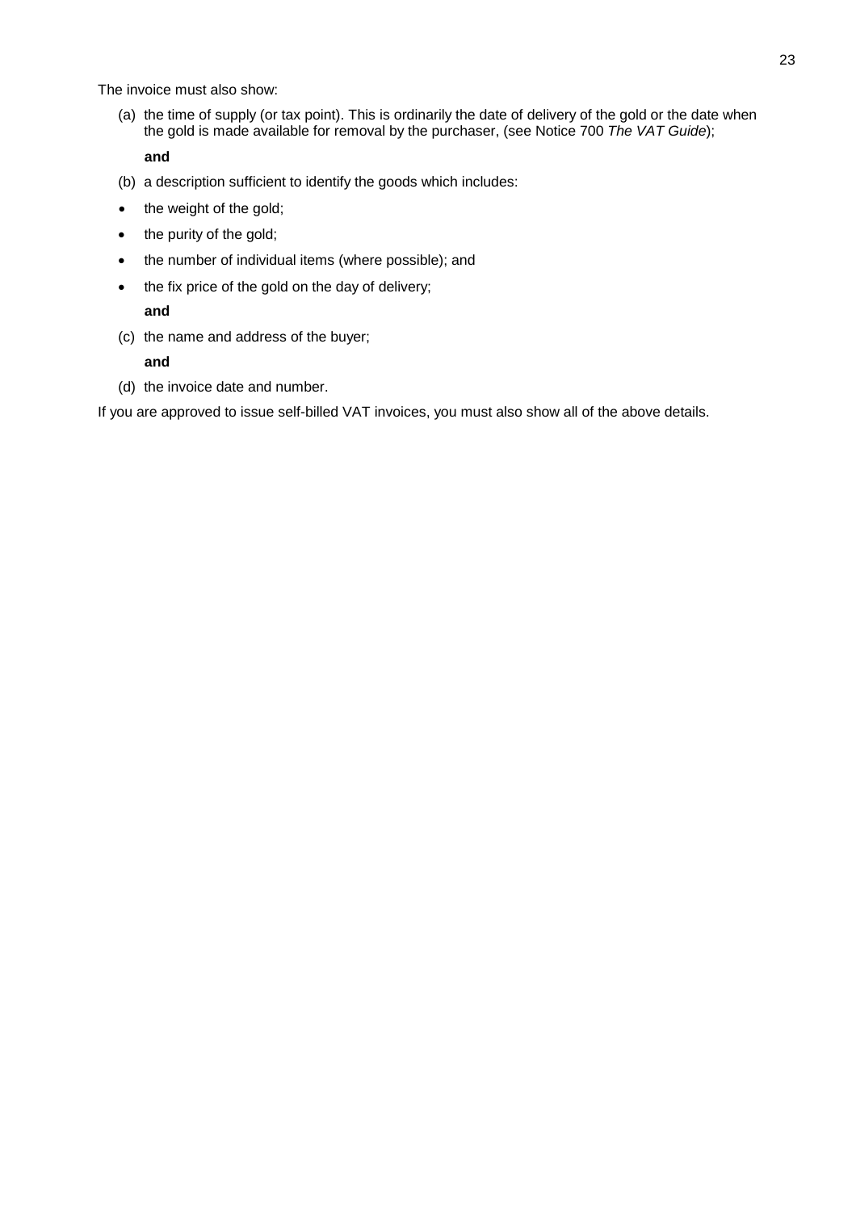The invoice must also show:

(a) the time of supply (or tax point). This is ordinarily the date of delivery of the gold or the date when the gold is made available for removal by the purchaser, (see Notice 700 *The VAT Guide*);

**and**

(b) a description sufficient to identify the goods which includes:

- the weight of the gold;
- the purity of the gold;
- the number of individual items (where possible); and
- the fix price of the gold on the day of delivery;

**and**

(c) the name and address of the buyer;

**and**

(d) the invoice date and number.

If you are approved to issue self-billed VAT invoices, you must also show all of the above details.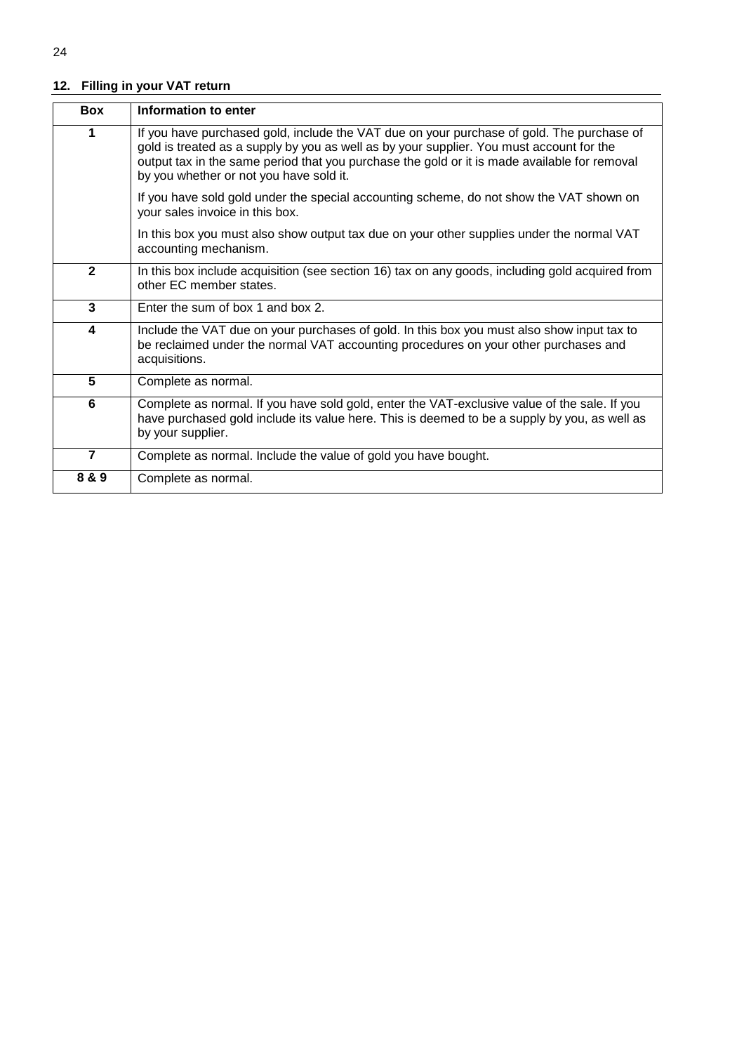## 12. Filling in your VAT return

| Box | Information to enter |
|---|---|
| **1** | If you have purchased gold, include the VAT due on your purchase of gold. The purchase of gold is treated as a supply by you as well as by your supplier. You must account for the output tax in the same period that you purchase the gold or it is made available for removal by you whether or not you have sold it.<br><br>If you have sold gold under the special accounting scheme, do not show the VAT shown on your sales invoice in this box.<br><br>In this box you must also show output tax due on your other supplies under the normal VAT accounting mechanism. |
| **2** | In this box include acquisition (see section 16) tax on any goods, including gold acquired from other EC member states. |
| **3** | Enter the sum of box 1 and box 2. |
| **4** | Include the VAT due on your purchases of gold. In this box you must also show input tax to be reclaimed under the normal VAT accounting procedures on your other purchases and acquisitions. |
| **5** | Complete as normal. |
| **6** | Complete as normal. If you have sold gold, enter the VAT-exclusive value of the sale. If you have purchased gold include its value here. This is deemed to be a supply by you, as well as by your supplier. |
| **7** | Complete as normal. Include the value of gold you have bought. |
| **8 & 9** | Complete as normal. |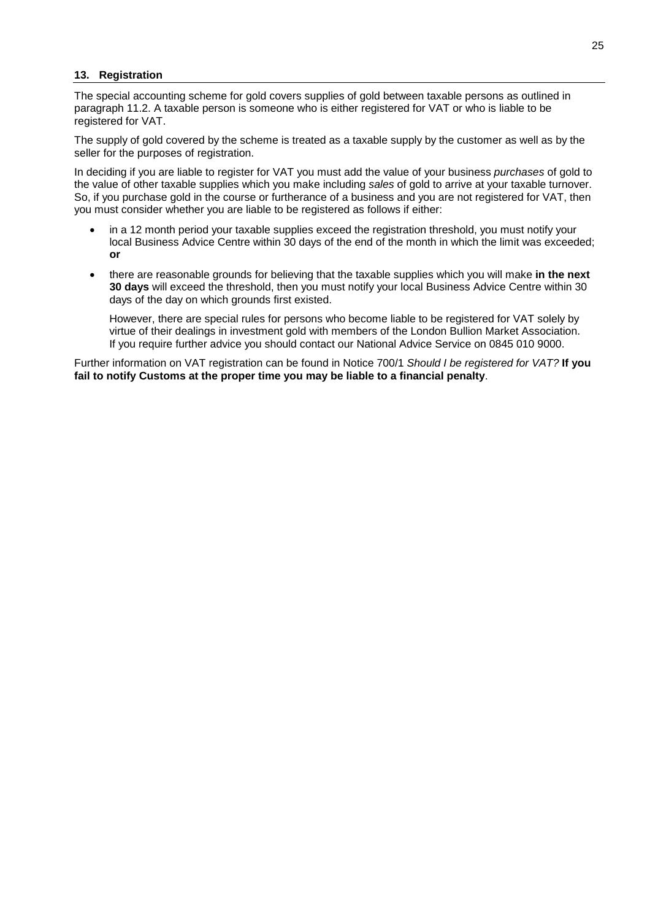## 13. Registration

The special accounting scheme for gold covers supplies of gold between taxable persons as outlined in paragraph 11.2. A taxable person is someone who is either registered for VAT or who is liable to be registered for VAT.

The supply of gold covered by the scheme is treated as a taxable supply by the customer as well as by the seller for the purposes of registration.

In deciding if you are liable to register for VAT you must add the value of your business *purchases* of gold to the value of other taxable supplies which you make including *sales* of gold to arrive at your taxable turnover. So, if you purchase gold in the course or furtherance of a business and you are not registered for VAT, then you must consider whether you are liable to be registered as follows if either:

- in a 12 month period your taxable supplies exceed the registration threshold, you must notify your local Business Advice Centre within 30 days of the end of the month in which the limit was exceeded; **or**
- there are reasonable grounds for believing that the taxable supplies which you will make **in the next 30 days** will exceed the threshold, then you must notify your local Business Advice Centre within 30 days of the day on which grounds first existed.

  However, there are special rules for persons who become liable to be registered for VAT solely by virtue of their dealings in investment gold with members of the London Bullion Market Association. If you require further advice you should contact our National Advice Service on 0845 010 9000.

Further information on VAT registration can be found in Notice 700/1 *Should I be registered for VAT?* **If you fail to notify Customs at the proper time you may be liable to a financial penalty**.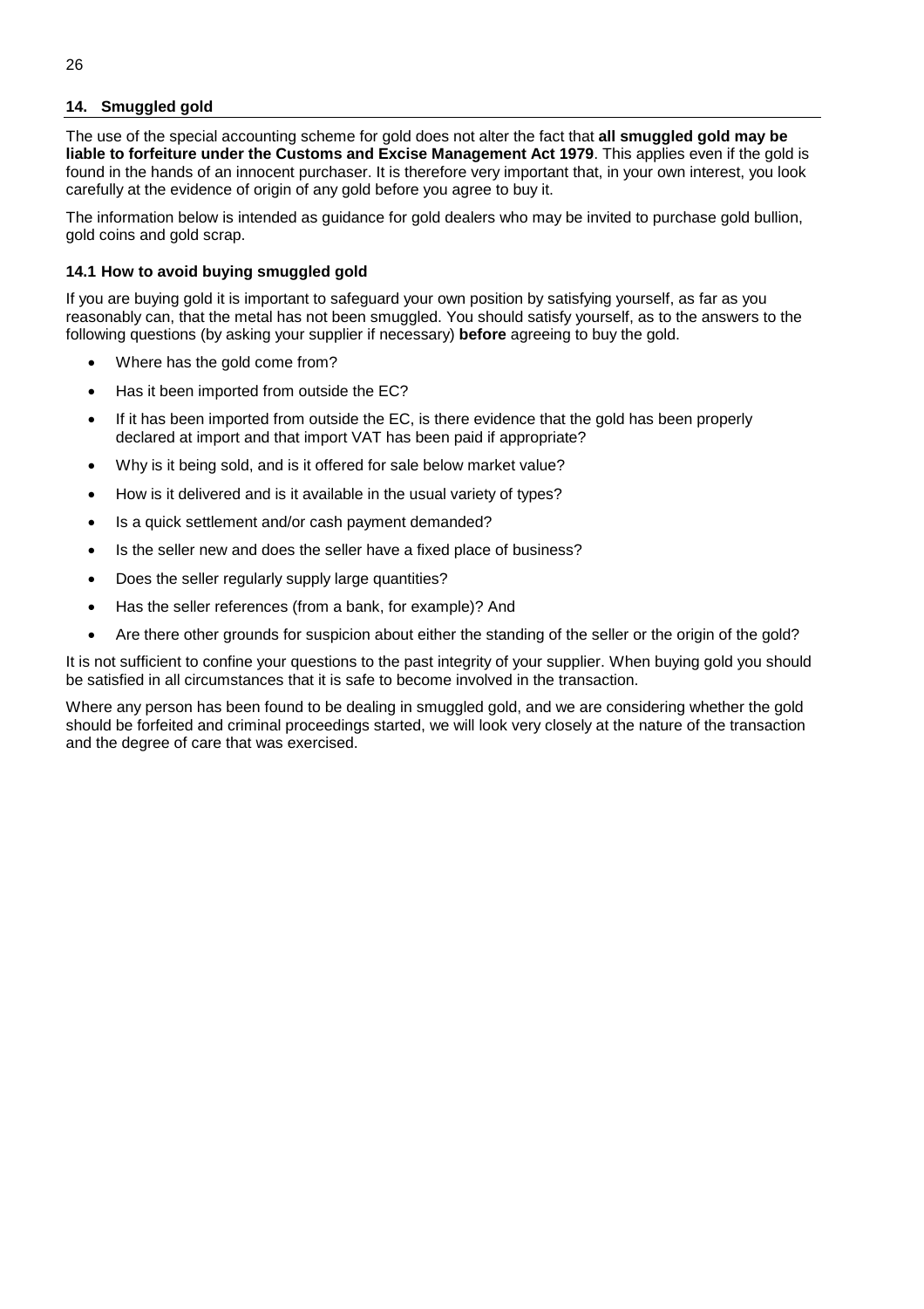## 14. Smuggled gold

The use of the special accounting scheme for gold does not alter the fact that **all smuggled gold may be liable to forfeiture under the Customs and Excise Management Act 1979**. This applies even if the gold is found in the hands of an innocent purchaser. It is therefore very important that, in your own interest, you look carefully at the evidence of origin of any gold before you agree to buy it.

The information below is intended as guidance for gold dealers who may be invited to purchase gold bullion, gold coins and gold scrap.

### 14.1 How to avoid buying smuggled gold

If you are buying gold it is important to safeguard your own position by satisfying yourself, as far as you reasonably can, that the metal has not been smuggled. You should satisfy yourself, as to the answers to the following questions (by asking your supplier if necessary) **before** agreeing to buy the gold.

- Where has the gold come from?
- Has it been imported from outside the EC?
- If it has been imported from outside the EC, is there evidence that the gold has been properly declared at import and that import VAT has been paid if appropriate?
- Why is it being sold, and is it offered for sale below market value?
- How is it delivered and is it available in the usual variety of types?
- Is a quick settlement and/or cash payment demanded?
- Is the seller new and does the seller have a fixed place of business?
- Does the seller regularly supply large quantities?
- Has the seller references (from a bank, for example)? And
- Are there other grounds for suspicion about either the standing of the seller or the origin of the gold?

It is not sufficient to confine your questions to the past integrity of your supplier. When buying gold you should be satisfied in all circumstances that it is safe to become involved in the transaction.

Where any person has been found to be dealing in smuggled gold, and we are considering whether the gold should be forfeited and criminal proceedings started, we will look very closely at the nature of the transaction and the degree of care that was exercised.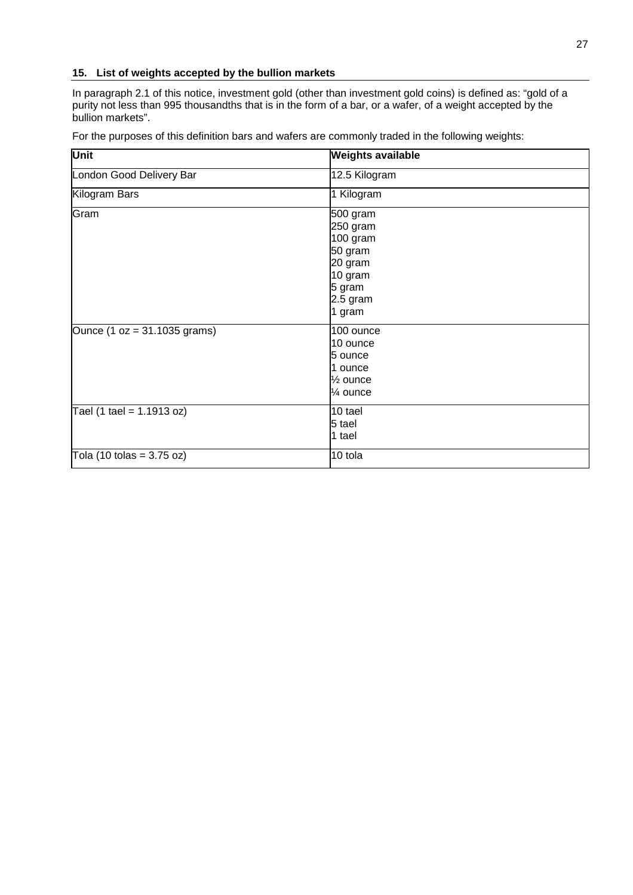### 15. List of weights accepted by the bullion markets

In paragraph 2.1 of this notice, investment gold (other than investment gold coins) is defined as: “gold of a purity not less than 995 thousandths that is in the form of a bar, or a wafer, of a weight accepted by the bullion markets”.

For the purposes of this definition bars and wafers are commonly traded in the following weights:

| Unit | Weights available |
|---|---|
| London Good Delivery Bar | 12.5 Kilogram |
| Kilogram Bars | 1 Kilogram |
| Gram | 500 gram<br>250 gram<br>100 gram<br>50 gram<br>20 gram<br>10 gram<br>5 gram<br>2.5 gram<br>1 gram |
| Ounce (1 oz = 31.1035 grams) | 100 ounce<br>10 ounce<br>5 ounce<br>1 ounce<br>½ ounce<br>¼ ounce |
| Tael (1 tael = 1.1913 oz) | 10 tael<br>5 tael<br>1 tael |
| Tola (10 tolas = 3.75 oz) | 10 tola |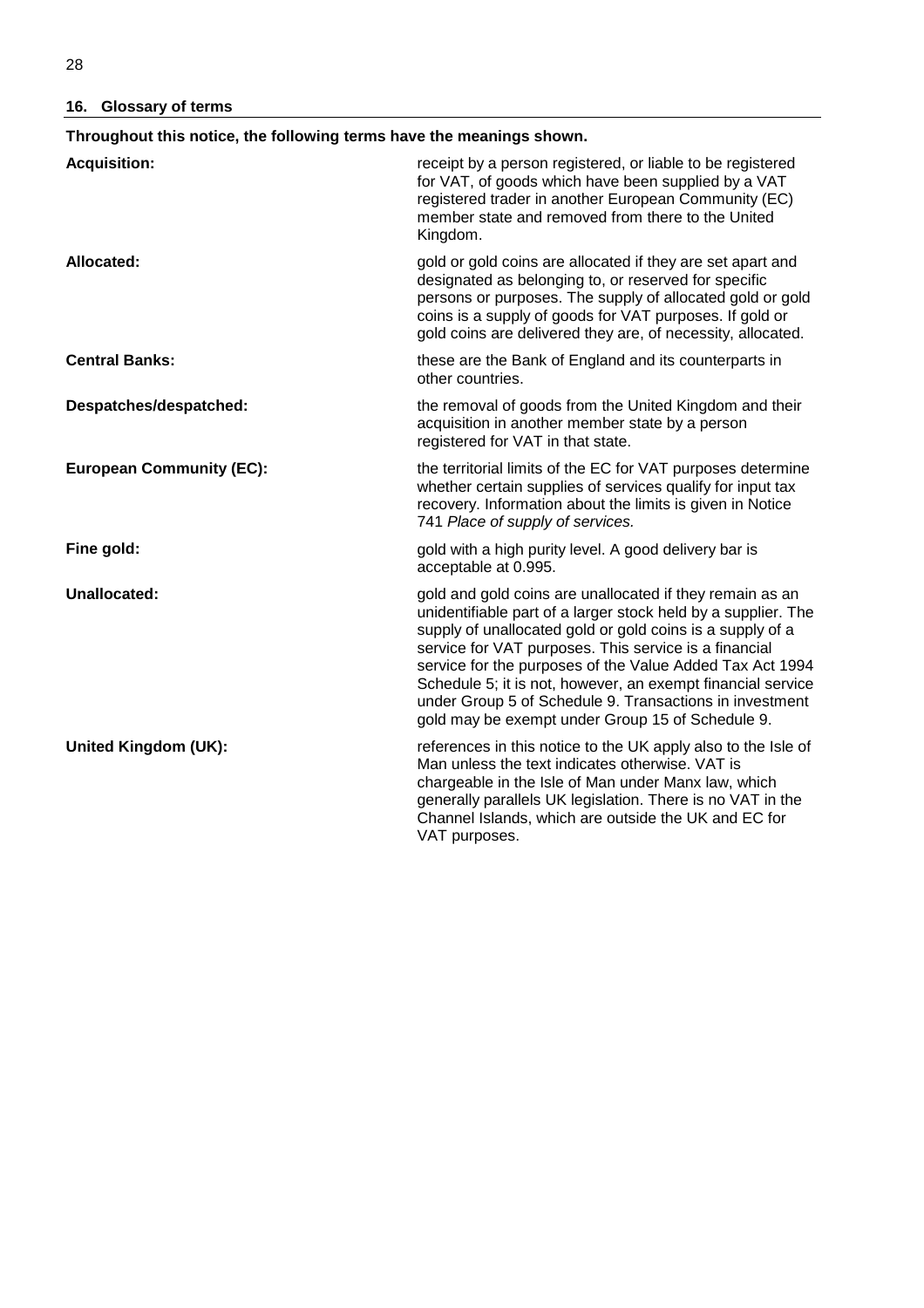## 16. Glossary of terms

**Throughout this notice, the following terms have the meanings shown.**

| Term | Meaning |
|---|---|
| **Acquisition:** | receipt by a person registered, or liable to be registered for VAT, of goods which have been supplied by a VAT registered trader in another European Community (EC) member state and removed from there to the United Kingdom. |
| **Allocated:** | gold or gold coins are allocated if they are set apart and designated as belonging to, or reserved for specific persons or purposes. The supply of allocated gold or gold coins is a supply of goods for VAT purposes. If gold or gold coins are delivered they are, of necessity, allocated. |
| **Central Banks:** | these are the Bank of England and its counterparts in other countries. |
| **Despatches/despatched:** | the removal of goods from the United Kingdom and their acquisition in another member state by a person registered for VAT in that state. |
| **European Community (EC):** | the territorial limits of the EC for VAT purposes determine whether certain supplies of services qualify for input tax recovery. Information about the limits is given in Notice 741 *Place of supply of services.* |
| **Fine gold:** | gold with a high purity level. A good delivery bar is acceptable at 0.995. |
| **Unallocated:** | gold and gold coins are unallocated if they remain as an unidentifiable part of a larger stock held by a supplier. The supply of unallocated gold or gold coins is a supply of a service for VAT purposes. This service is a financial service for the purposes of the Value Added Tax Act 1994 Schedule 5; it is not, however, an exempt financial service under Group 5 of Schedule 9. Transactions in investment gold may be exempt under Group 15 of Schedule 9. |
| **United Kingdom (UK):** | references in this notice to the UK apply also to the Isle of Man unless the text indicates otherwise. VAT is chargeable in the Isle of Man under Manx law, which generally parallels UK legislation. There is no VAT in the Channel Islands, which are outside the UK and EC for VAT purposes. |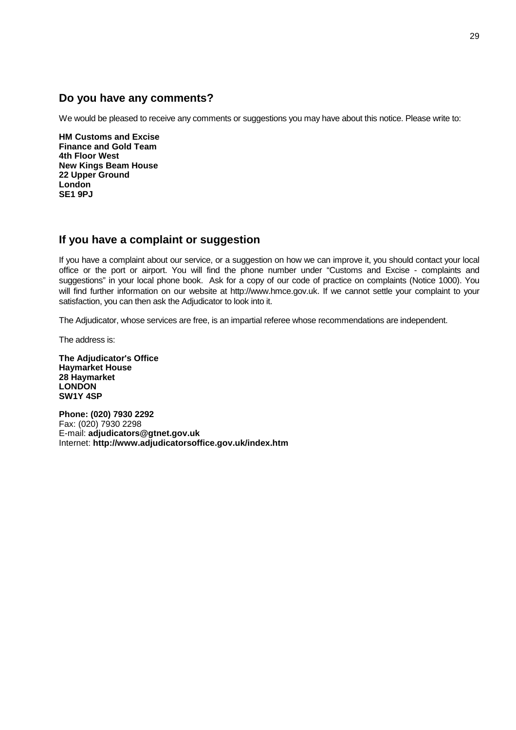## Do you have any comments?

We would be pleased to receive any comments or suggestions you may have about this notice. Please write to:

**HM Customs and Excise**
**Finance and Gold Team**
**4th Floor West**
**New Kings Beam House**
**22 Upper Ground**
**London**
**SE1 9PJ**

## If you have a complaint or suggestion

If you have a complaint about our service, or a suggestion on how we can improve it, you should contact your local office or the port or airport. You will find the phone number under "Customs and Excise - complaints and suggestions" in your local phone book. Ask for a copy of our code of practice on complaints (Notice 1000). You will find further information on our website at http://www.hmce.gov.uk. If we cannot settle your complaint to your satisfaction, you can then ask the Adjudicator to look into it.

The Adjudicator, whose services are free, is an impartial referee whose recommendations are independent.

The address is:

**The Adjudicator's Office**
**Haymarket House**
**28 Haymarket**
**LONDON**
**SW1Y 4SP**

**Phone: (020) 7930 2292**
Fax: (020) 7930 2298
E-mail: **adjudicators@gtnet.gov.uk**
Internet: **http://www.adjudicatorsoffice.gov.uk/index.htm**